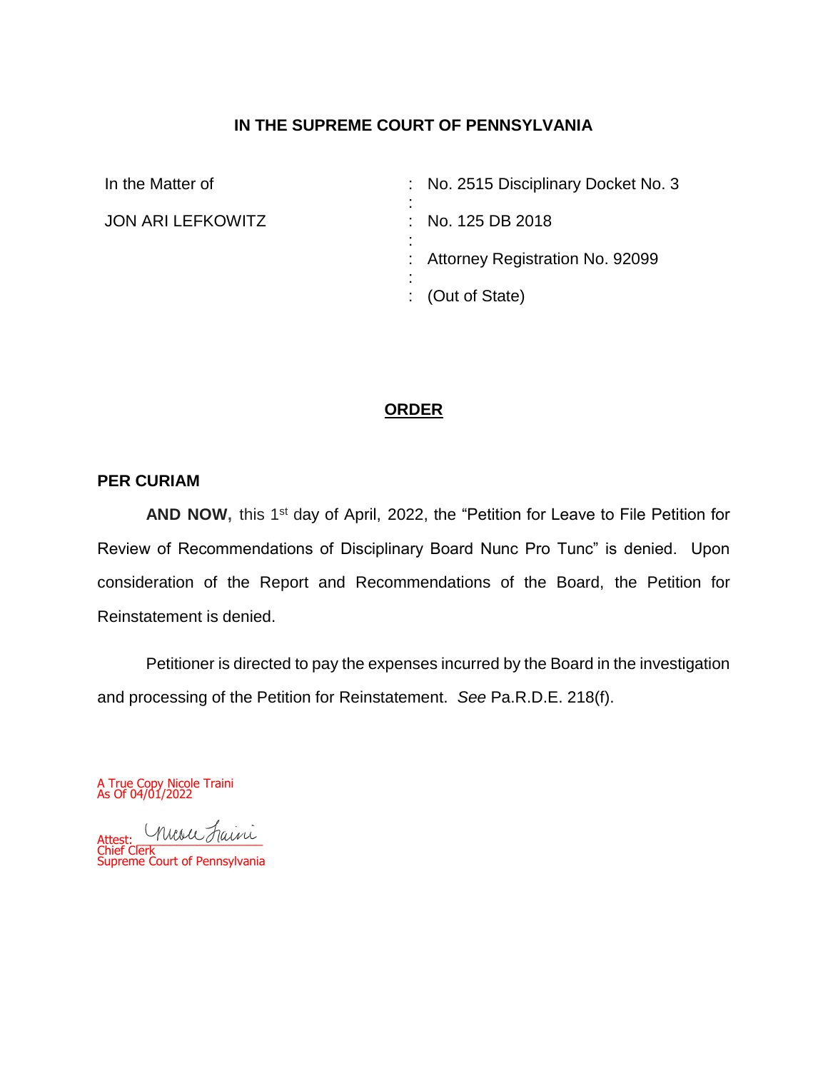**IN THE SUPREME COURT OF PENNSYLVANIA**

| In the Matter of | : No. 2515 Disciplinary Docket No. 3 |
|---|---|
| JON ARI LEFKOWITZ | : No. 125 DB 2018 |
| | : Attorney Registration No. 92099 |
| | : (Out of State) |

**ORDER**

**PER CURIAM**

**AND NOW,** this 1st day of April, 2022, the "Petition for Leave to File Petition for Review of Recommendations of Disciplinary Board Nunc Pro Tunc" is denied. Upon consideration of the Report and Recommendations of the Board, the Petition for Reinstatement is denied.

Petitioner is directed to pay the expenses incurred by the Board in the investigation and processing of the Petition for Reinstatement. *See* Pa.R.D.E. 218(f).

A True Copy Nicole Traini
As Of 04/01/2022

Attest: Nicole Traini
Chief Clerk
Supreme Court of Pennsylvania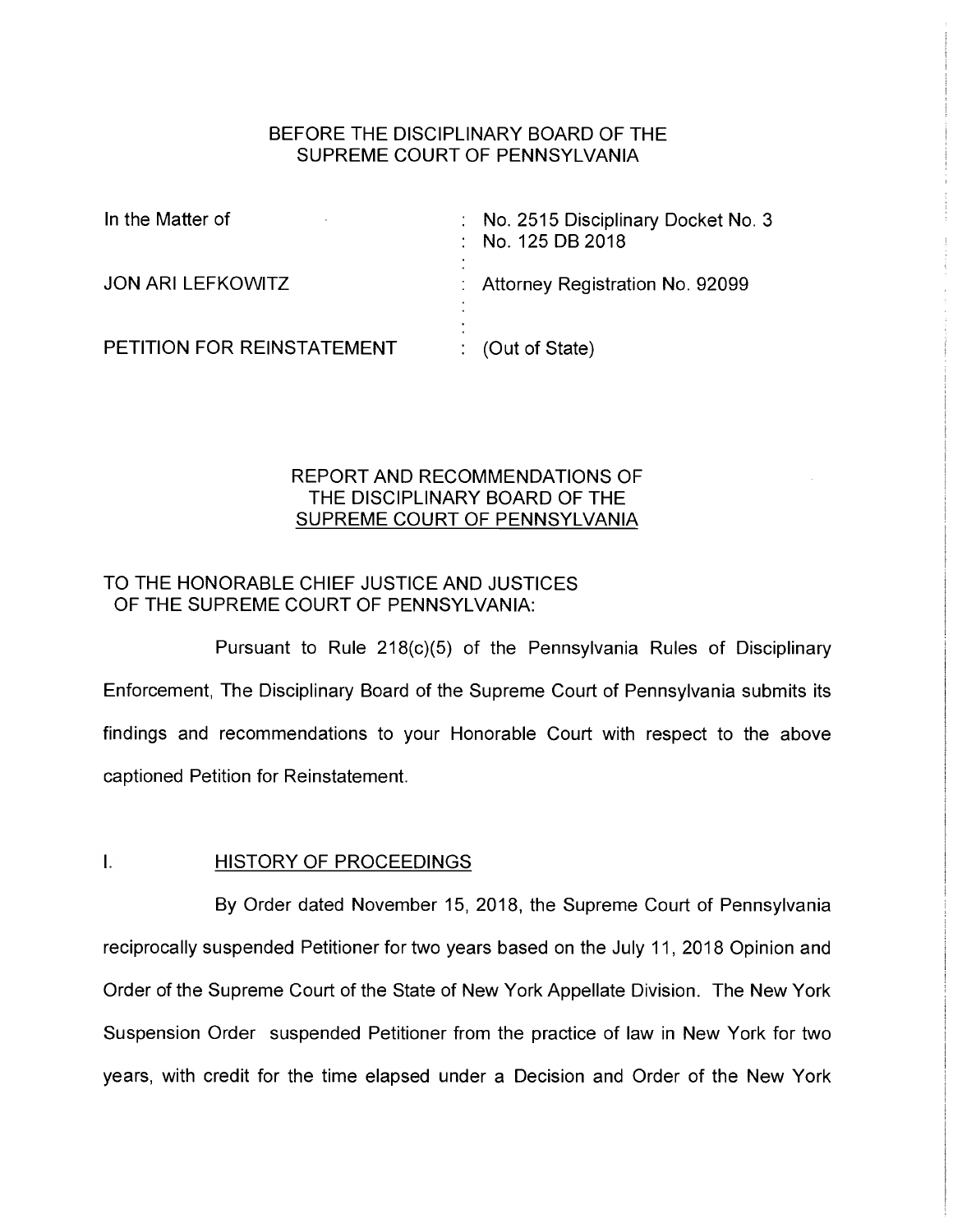BEFORE THE DISCIPLINARY BOARD OF THE
SUPREME COURT OF PENNSYLVANIA

| | |
|---|---|
| In the Matter of | : No. 2515 Disciplinary Docket No. 3 |
| | : No. 125 DB 2018 |
| JON ARI LEFKOWITZ | : Attorney Registration No. 92099 |
| PETITION FOR REINSTATEMENT | : (Out of State) |

REPORT AND RECOMMENDATIONS OF
THE DISCIPLINARY BOARD OF THE
SUPREME COURT OF PENNSYLVANIA

TO THE HONORABLE CHIEF JUSTICE AND JUSTICES
OF THE SUPREME COURT OF PENNSYLVANIA:

Pursuant to Rule 218(c)(5) of the Pennsylvania Rules of Disciplinary Enforcement, The Disciplinary Board of the Supreme Court of Pennsylvania submits its findings and recommendations to your Honorable Court with respect to the above captioned Petition for Reinstatement.

## I. HISTORY OF PROCEEDINGS

By Order dated November 15, 2018, the Supreme Court of Pennsylvania reciprocally suspended Petitioner for two years based on the July 11, 2018 Opinion and Order of the Supreme Court of the State of New York Appellate Division. The New York Suspension Order suspended Petitioner from the practice of law in New York for two years, with credit for the time elapsed under a Decision and Order of the New York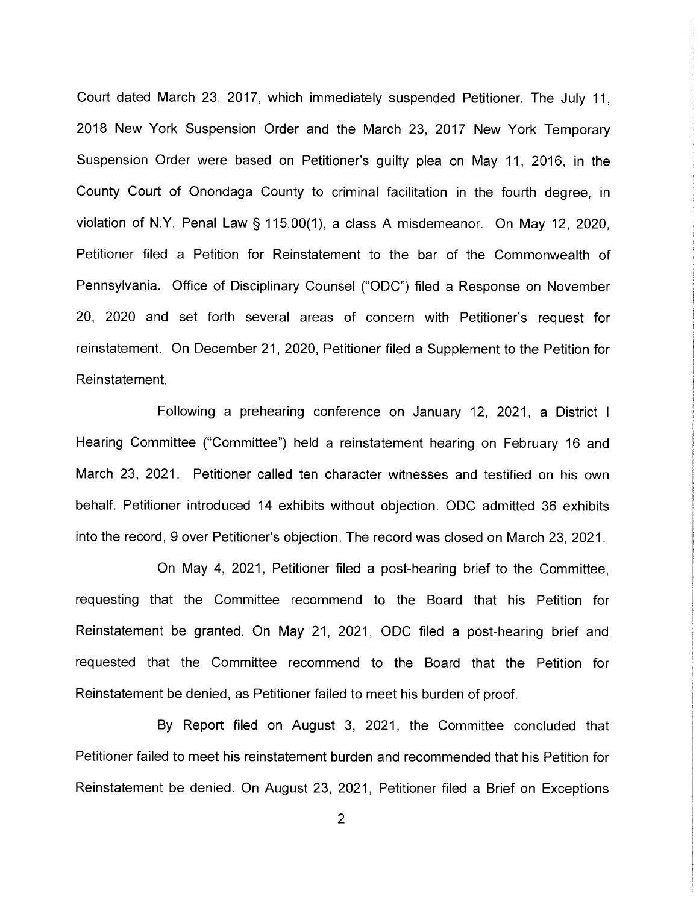Court dated March 23, 2017, which immediately suspended Petitioner. The July 11, 2018 New York Suspension Order and the March 23, 2017 New York Temporary Suspension Order were based on Petitioner's guilty plea on May 11, 2016, in the County Court of Onondaga County to criminal facilitation in the fourth degree, in violation of N.Y. Penal Law § 115.00(1), a class A misdemeanor. On May 12, 2020, Petitioner filed a Petition for Reinstatement to the bar of the Commonwealth of Pennsylvania. Office of Disciplinary Counsel ("ODC") filed a Response on November 20, 2020 and set forth several areas of concern with Petitioner's request for reinstatement. On December 21, 2020, Petitioner filed a Supplement to the Petition for Reinstatement.

Following a prehearing conference on January 12, 2021, a District I Hearing Committee ("Committee") held a reinstatement hearing on February 16 and March 23, 2021. Petitioner called ten character witnesses and testified on his own behalf. Petitioner introduced 14 exhibits without objection. ODC admitted 36 exhibits into the record, 9 over Petitioner's objection. The record was closed on March 23, 2021.

On May 4, 2021, Petitioner filed a post-hearing brief to the Committee, requesting that the Committee recommend to the Board that his Petition for Reinstatement be granted. On May 21, 2021, ODC filed a post-hearing brief and requested that the Committee recommend to the Board that the Petition for Reinstatement be denied, as Petitioner failed to meet his burden of proof.

By Report filed on August 3, 2021, the Committee concluded that Petitioner failed to meet his reinstatement burden and recommended that his Petition for Reinstatement be denied. On August 23, 2021, Petitioner filed a Brief on Exceptions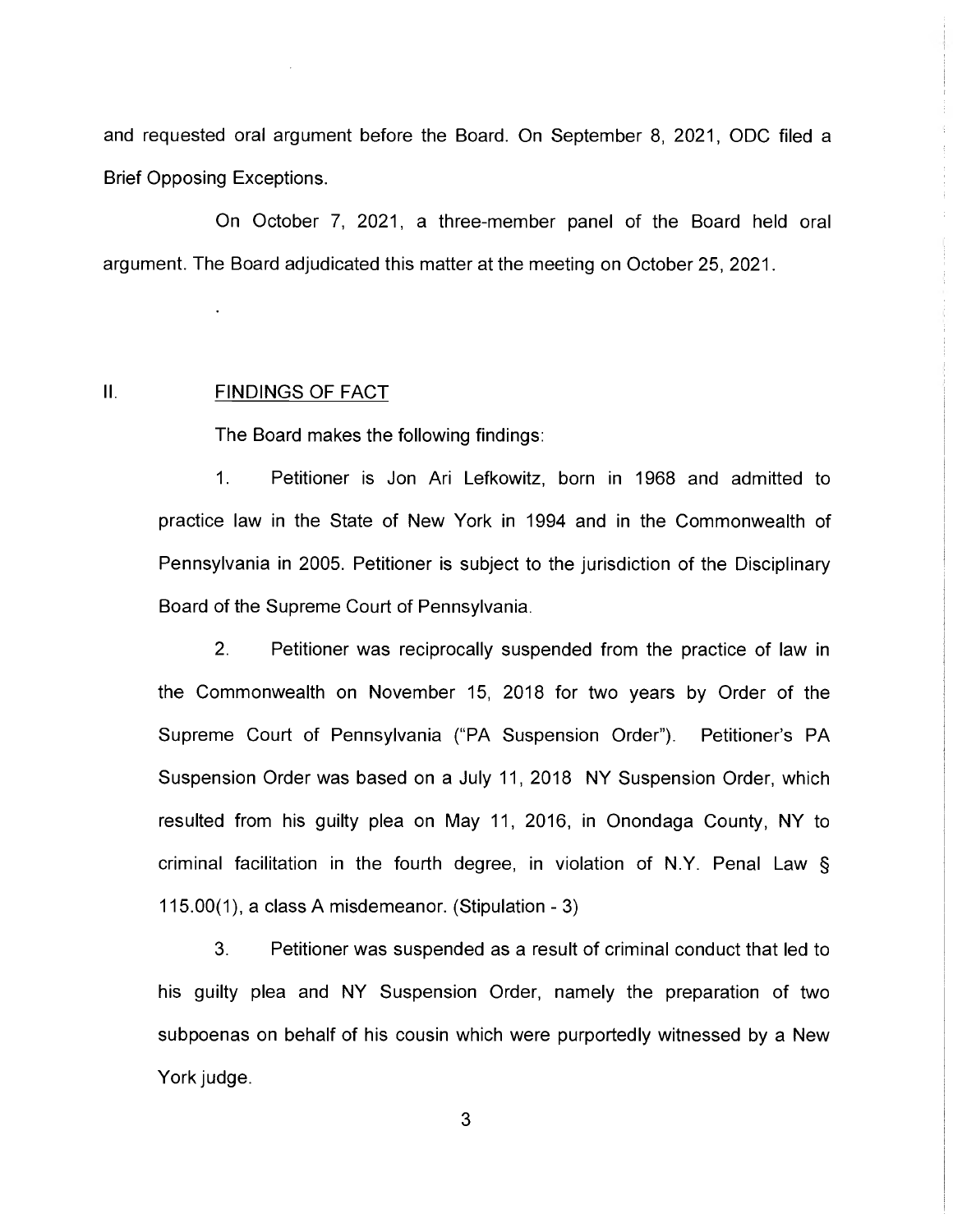and requested oral argument before the Board. On September 8, 2021, ODC filed a Brief Opposing Exceptions.

On October 7, 2021, a three-member panel of the Board held oral argument. The Board adjudicated this matter at the meeting on October 25, 2021.

## II. FINDINGS OF FACT

The Board makes the following findings:

1. Petitioner is Jon Ari Lefkowitz, born in 1968 and admitted to practice law in the State of New York in 1994 and in the Commonwealth of Pennsylvania in 2005. Petitioner is subject to the jurisdiction of the Disciplinary Board of the Supreme Court of Pennsylvania.

2. Petitioner was reciprocally suspended from the practice of law in the Commonwealth on November 15, 2018 for two years by Order of the Supreme Court of Pennsylvania ("PA Suspension Order"). Petitioner's PA Suspension Order was based on a July 11, 2018 NY Suspension Order, which resulted from his guilty plea on May 11, 2016, in Onondaga County, NY to criminal facilitation in the fourth degree, in violation of N.Y. Penal Law § 115.00(1), a class A misdemeanor. (Stipulation - 3)

3. Petitioner was suspended as a result of criminal conduct that led to his guilty plea and NY Suspension Order, namely the preparation of two subpoenas on behalf of his cousin which were purportedly witnessed by a New York judge.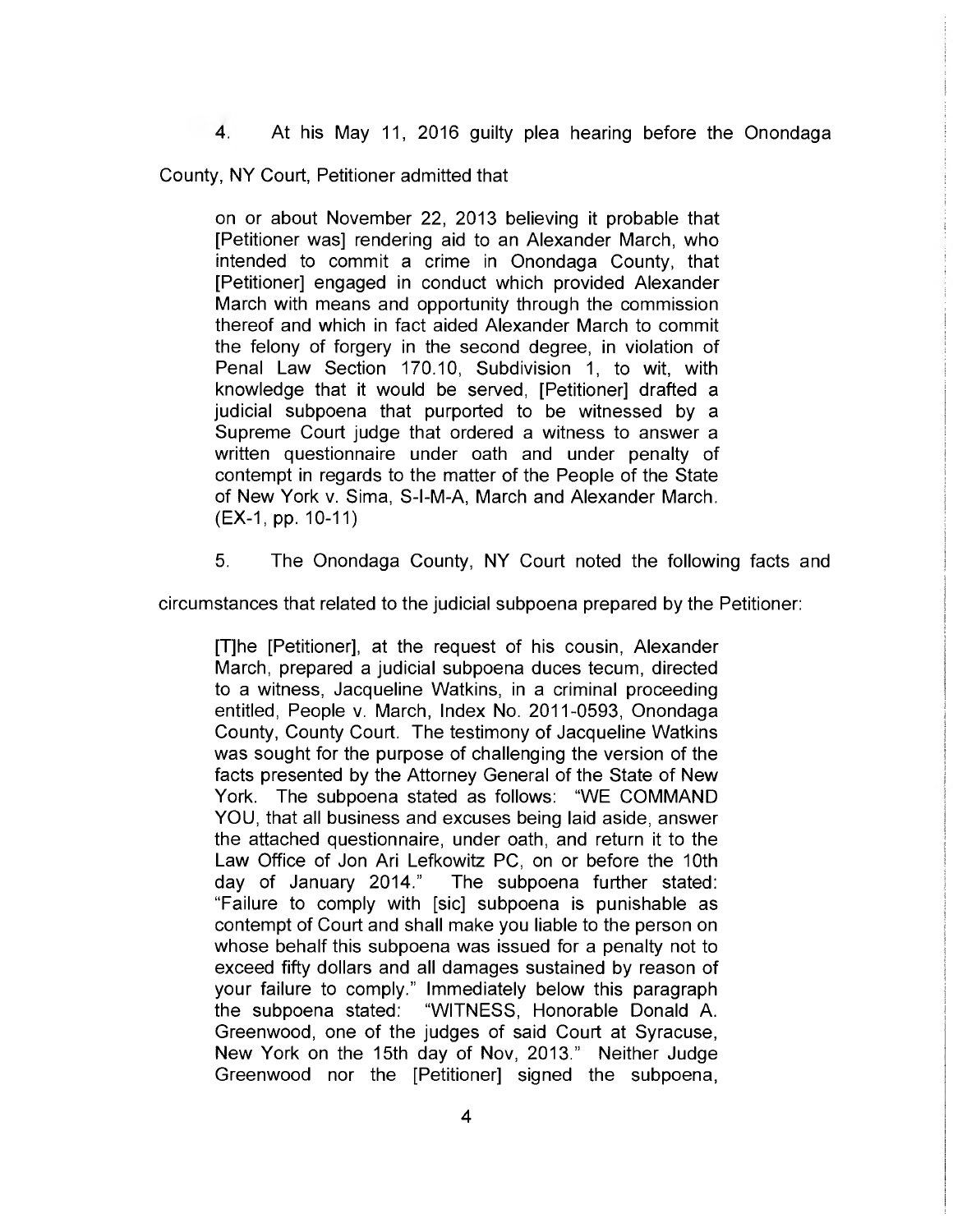4. At his May 11, 2016 guilty plea hearing before the Onondaga County, NY Court, Petitioner admitted that

> on or about November 22, 2013 believing it probable that [Petitioner was] rendering aid to an Alexander March, who intended to commit a crime in Onondaga County, that [Petitioner] engaged in conduct which provided Alexander March with means and opportunity through the commission thereof and which in fact aided Alexander March to commit the felony of forgery in the second degree, in violation of Penal Law Section 170.10, Subdivision 1, to wit, with knowledge that it would be served, [Petitioner] drafted a judicial subpoena that purported to be witnessed by a Supreme Court judge that ordered a witness to answer a written questionnaire under oath and under penalty of contempt in regards to the matter of the People of the State of New York v. Sima, S-I-M-A, March and Alexander March. (EX-1, pp. 10-11)

5. The Onondaga County, NY Court noted the following facts and circumstances that related to the judicial subpoena prepared by the Petitioner:

> [T]he [Petitioner], at the request of his cousin, Alexander March, prepared a judicial subpoena duces tecum, directed to a witness, Jacqueline Watkins, in a criminal proceeding entitled, People v. March, Index No. 2011-0593, Onondaga County, County Court. The testimony of Jacqueline Watkins was sought for the purpose of challenging the version of the facts presented by the Attorney General of the State of New York. The subpoena stated as follows: "WE COMMAND YOU, that all business and excuses being laid aside, answer the attached questionnaire, under oath, and return it to the Law Office of Jon Ari Lefkowitz PC, on or before the 10th day of January 2014." The subpoena further stated: "Failure to comply with [sic] subpoena is punishable as contempt of Court and shall make you liable to the person on whose behalf this subpoena was issued for a penalty not to exceed fifty dollars and all damages sustained by reason of your failure to comply." Immediately below this paragraph the subpoena stated: "WITNESS, Honorable Donald A. Greenwood, one of the judges of said Court at Syracuse, New York on the 15th day of Nov, 2013." Neither Judge Greenwood nor the [Petitioner] signed the subpoena,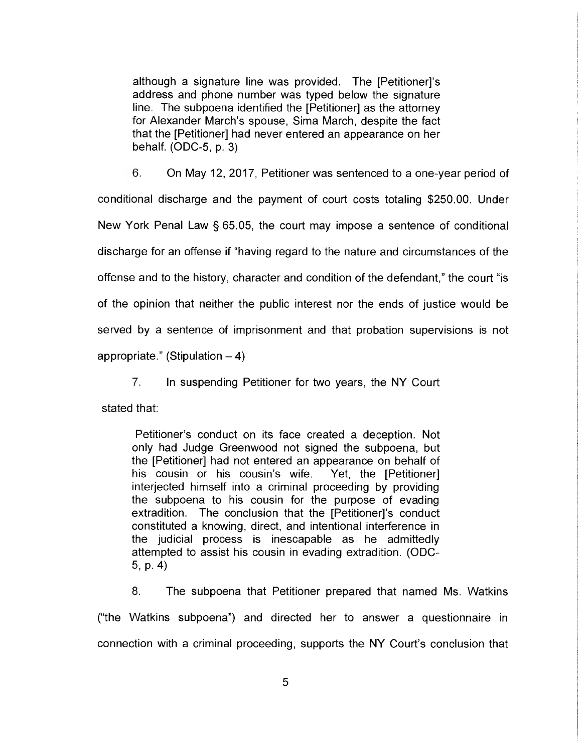> although a signature line was provided. The [Petitioner]'s address and phone number was typed below the signature line. The subpoena identified the [Petitioner] as the attorney for Alexander March's spouse, Sima March, despite the fact that the [Petitioner] had never entered an appearance on her behalf. (ODC-5, p. 3)

6. On May 12, 2017, Petitioner was sentenced to a one-year period of conditional discharge and the payment of court costs totaling $250.00. Under New York Penal Law § 65.05, the court may impose a sentence of conditional discharge for an offense if "having regard to the nature and circumstances of the offense and to the history, character and condition of the defendant," the court "is of the opinion that neither the public interest nor the ends of justice would be served by a sentence of imprisonment and that probation supervisions is not appropriate." (Stipulation – 4)

7. In suspending Petitioner for two years, the NY Court stated that:

> Petitioner's conduct on its face created a deception. Not only had Judge Greenwood not signed the subpoena, but the [Petitioner] had not entered an appearance on behalf of his cousin or his cousin's wife. Yet, the [Petitioner] interjected himself into a criminal proceeding by providing the subpoena to his cousin for the purpose of evading extradition. The conclusion that the [Petitioner]'s conduct constituted a knowing, direct, and intentional interference in the judicial process is inescapable as he admittedly attempted to assist his cousin in evading extradition. (ODC-5, p. 4)

8. The subpoena that Petitioner prepared that named Ms. Watkins ("the Watkins subpoena") and directed her to answer a questionnaire in connection with a criminal proceeding, supports the NY Court's conclusion that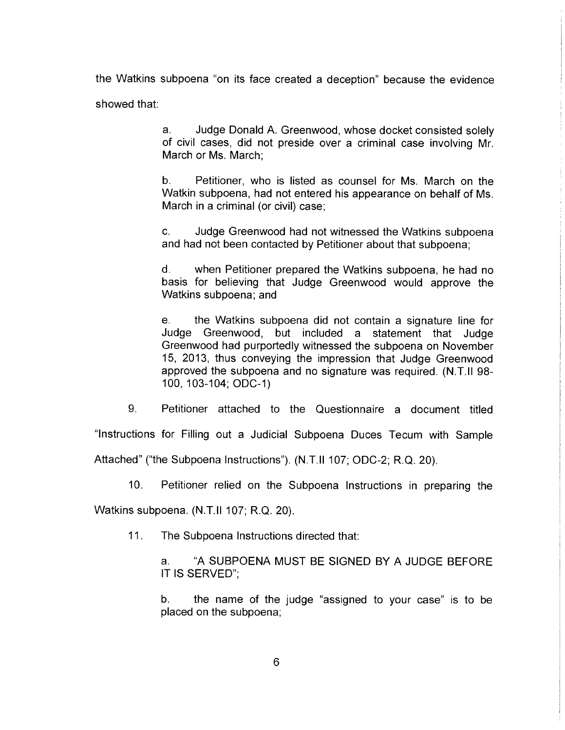the Watkins subpoena "on its face created a deception" because the evidence showed that:

> a. Judge Donald A. Greenwood, whose docket consisted solely of civil cases, did not preside over a criminal case involving Mr. March or Ms. March;
>
> b. Petitioner, who is listed as counsel for Ms. March on the Watkin subpoena, had not entered his appearance on behalf of Ms. March in a criminal (or civil) case;
>
> c. Judge Greenwood had not witnessed the Watkins subpoena and had not been contacted by Petitioner about that subpoena;
>
> d. when Petitioner prepared the Watkins subpoena, he had no basis for believing that Judge Greenwood would approve the Watkins subpoena; and
>
> e. the Watkins subpoena did not contain a signature line for Judge Greenwood, but included a statement that Judge Greenwood had purportedly witnessed the subpoena on November 15, 2013, thus conveying the impression that Judge Greenwood approved the subpoena and no signature was required. (N.T.II 98-100, 103-104; ODC-1)

9. Petitioner attached to the Questionnaire a document titled "Instructions for Filling out a Judicial Subpoena Duces Tecum with Sample Attached" ("the Subpoena Instructions"). (N.T.II 107; ODC-2; R.Q. 20).

10. Petitioner relied on the Subpoena Instructions in preparing the Watkins subpoena. (N.T.II 107; R.Q. 20).

11. The Subpoena Instructions directed that:

> a. "A SUBPOENA MUST BE SIGNED BY A JUDGE BEFORE IT IS SERVED";
>
> b. the name of the judge "assigned to your case" is to be placed on the subpoena;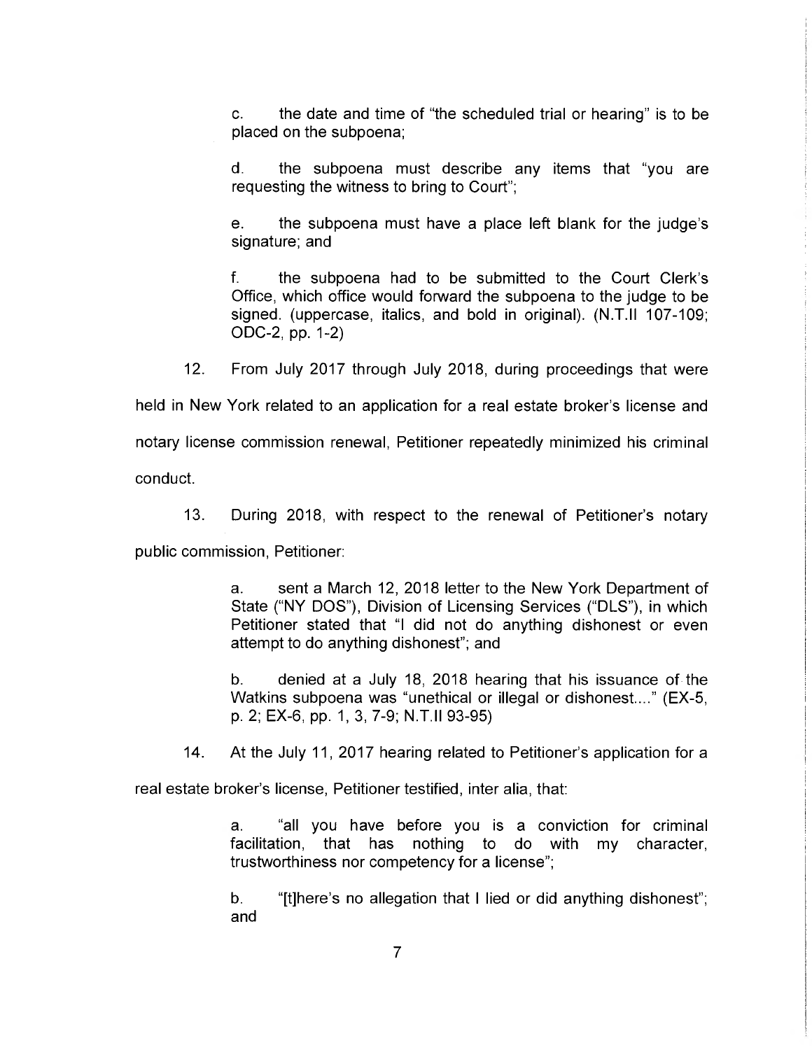c. the date and time of "the scheduled trial or hearing" is to be placed on the subpoena;

d. the subpoena must describe any items that "you are requesting the witness to bring to Court";

e. the subpoena must have a place left blank for the judge's signature; and

f. the subpoena had to be submitted to the Court Clerk's Office, which office would forward the subpoena to the judge to be signed. (uppercase, italics, and bold in original). (N.T.II 107-109; ODC-2, pp. 1-2)

12. From July 2017 through July 2018, during proceedings that were held in New York related to an application for a real estate broker's license and notary license commission renewal, Petitioner repeatedly minimized his criminal conduct.

13. During 2018, with respect to the renewal of Petitioner's notary public commission, Petitioner:

a. sent a March 12, 2018 letter to the New York Department of State ("NY DOS"), Division of Licensing Services ("DLS"), in which Petitioner stated that "I did not do anything dishonest or even attempt to do anything dishonest"; and

b. denied at a July 18, 2018 hearing that his issuance of the Watkins subpoena was "unethical or illegal or dishonest...." (EX-5, p. 2; EX-6, pp. 1, 3, 7-9; N.T.II 93-95)

14. At the July 11, 2017 hearing related to Petitioner's application for a real estate broker's license, Petitioner testified, inter alia, that:

a. "all you have before you is a conviction for criminal facilitation, that has nothing to do with my character, trustworthiness nor competency for a license";

b. "[t]here's no allegation that I lied or did anything dishonest"; and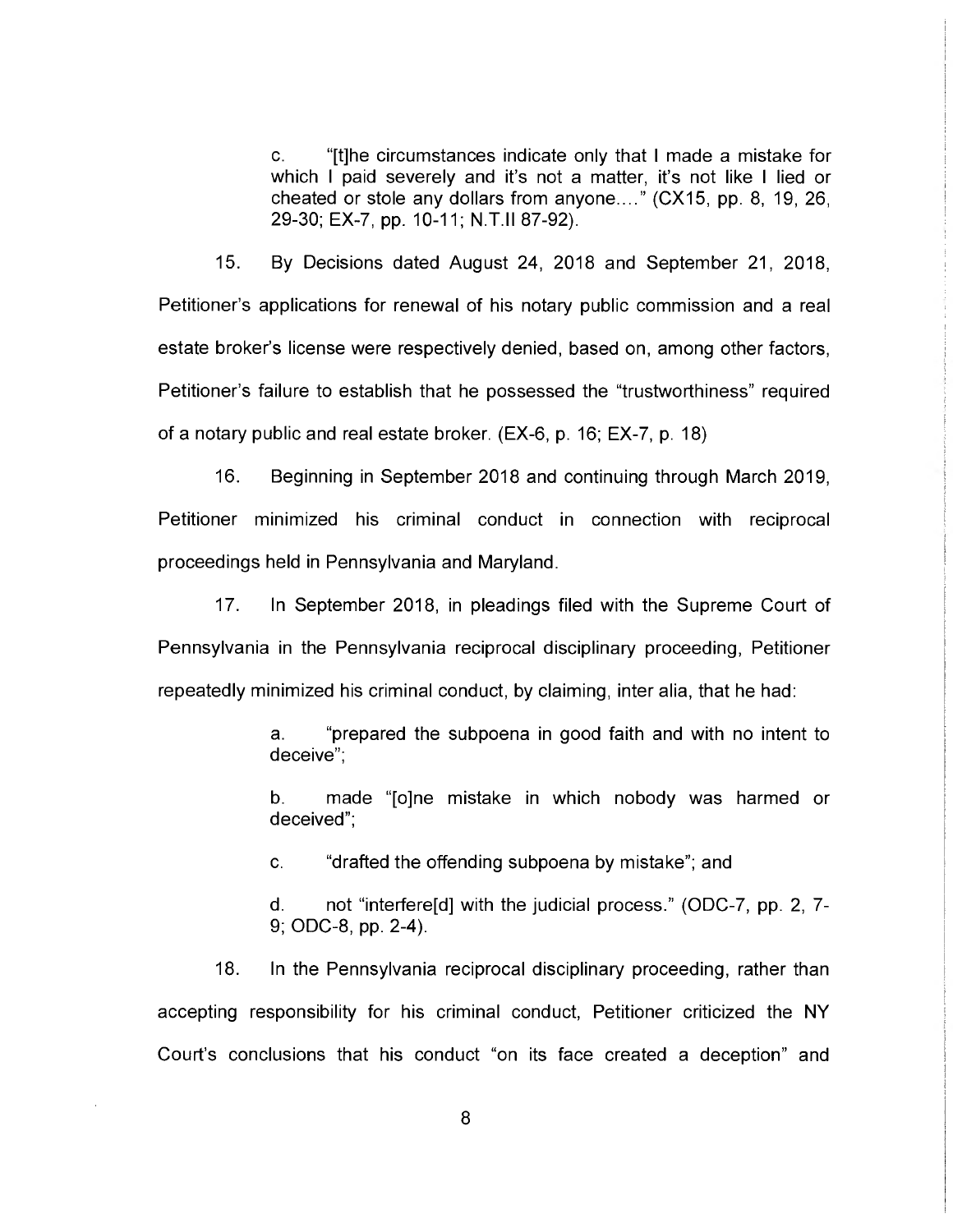c. "[t]he circumstances indicate only that I made a mistake for which I paid severely and it's not a matter, it's not like I lied or cheated or stole any dollars from anyone...." (CX15, pp. 8, 19, 26, 29-30; EX-7, pp. 10-11; N.T.II 87-92).

15. By Decisions dated August 24, 2018 and September 21, 2018, Petitioner's applications for renewal of his notary public commission and a real estate broker's license were respectively denied, based on, among other factors, Petitioner's failure to establish that he possessed the "trustworthiness" required of a notary public and real estate broker. (EX-6, p. 16; EX-7, p. 18)

16. Beginning in September 2018 and continuing through March 2019, Petitioner minimized his criminal conduct in connection with reciprocal proceedings held in Pennsylvania and Maryland.

17. In September 2018, in pleadings filed with the Supreme Court of Pennsylvania in the Pennsylvania reciprocal disciplinary proceeding, Petitioner repeatedly minimized his criminal conduct, by claiming, inter alia, that he had:

a. "prepared the subpoena in good faith and with no intent to deceive";

b. made "[o]ne mistake in which nobody was harmed or deceived";

c. "drafted the offending subpoena by mistake"; and

d. not "interfere[d] with the judicial process." (ODC-7, pp. 2, 7-9; ODC-8, pp. 2-4).

18. In the Pennsylvania reciprocal disciplinary proceeding, rather than accepting responsibility for his criminal conduct, Petitioner criticized the NY Court's conclusions that his conduct "on its face created a deception" and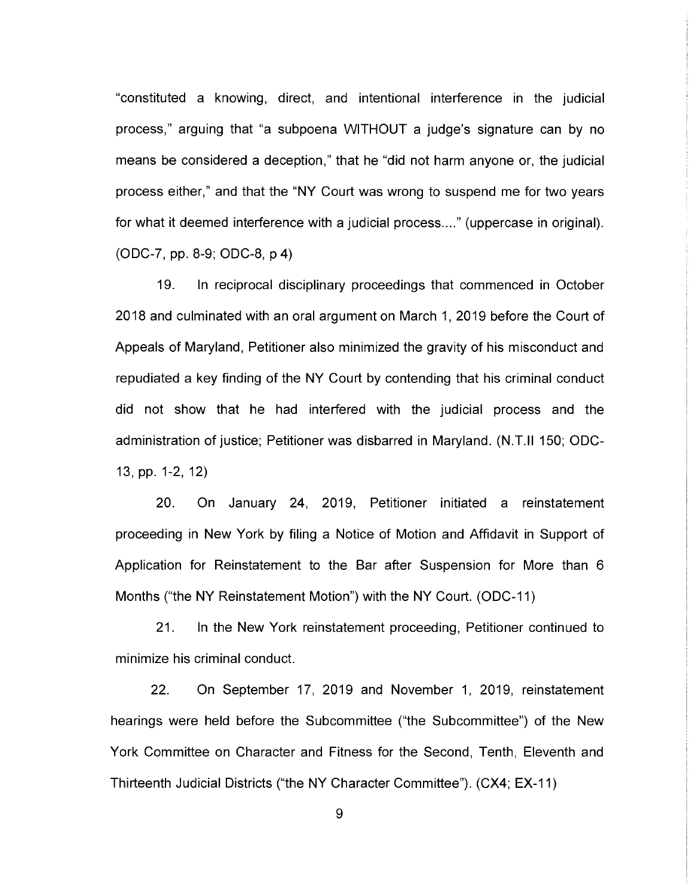"constituted a knowing, direct, and intentional interference in the judicial process," arguing that "a subpoena WITHOUT a judge's signature can by no means be considered a deception," that he "did not harm anyone or, the judicial process either," and that the "NY Court was wrong to suspend me for two years for what it deemed interference with a judicial process...." (uppercase in original). (ODC-7, pp. 8-9; ODC-8, p 4)

19. In reciprocal disciplinary proceedings that commenced in October 2018 and culminated with an oral argument on March 1, 2019 before the Court of Appeals of Maryland, Petitioner also minimized the gravity of his misconduct and repudiated a key finding of the NY Court by contending that his criminal conduct did not show that he had interfered with the judicial process and the administration of justice; Petitioner was disbarred in Maryland. (N.T.II 150; ODC-13, pp. 1-2, 12)

20. On January 24, 2019, Petitioner initiated a reinstatement proceeding in New York by filing a Notice of Motion and Affidavit in Support of Application for Reinstatement to the Bar after Suspension for More than 6 Months ("the NY Reinstatement Motion") with the NY Court. (ODC-11)

21. In the New York reinstatement proceeding, Petitioner continued to minimize his criminal conduct.

22. On September 17, 2019 and November 1, 2019, reinstatement hearings were held before the Subcommittee ("the Subcommittee") of the New York Committee on Character and Fitness for the Second, Tenth, Eleventh and Thirteenth Judicial Districts ("the NY Character Committee"). (CX4; EX-11)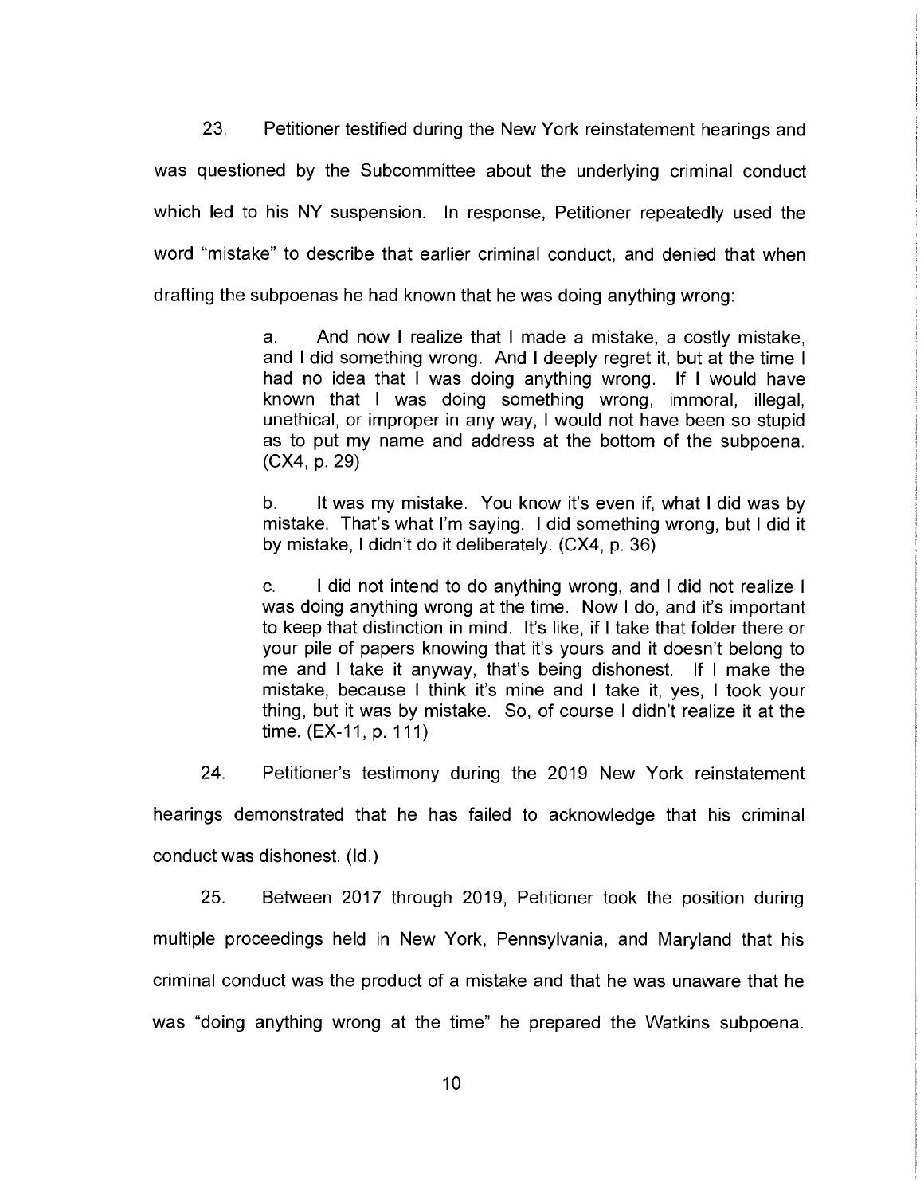23. Petitioner testified during the New York reinstatement hearings and was questioned by the Subcommittee about the underlying criminal conduct which led to his NY suspension. In response, Petitioner repeatedly used the word "mistake" to describe that earlier criminal conduct, and denied that when drafting the subpoenas he had known that he was doing anything wrong:

> a. And now I realize that I made a mistake, a costly mistake, and I did something wrong. And I deeply regret it, but at the time I had no idea that I was doing anything wrong. If I would have known that I was doing something wrong, immoral, illegal, unethical, or improper in any way, I would not have been so stupid as to put my name and address at the bottom of the subpoena. (CX4, p. 29)
>
> b. It was my mistake. You know it's even if, what I did was by mistake. That's what I'm saying. I did something wrong, but I did it by mistake, I didn't do it deliberately. (CX4, p. 36)
>
> c. I did not intend to do anything wrong, and I did not realize I was doing anything wrong at the time. Now I do, and it's important to keep that distinction in mind. It's like, if I take that folder there or your pile of papers knowing that it's yours and it doesn't belong to me and I take it anyway, that's being dishonest. If I make the mistake, because I think it's mine and I take it, yes, I took your thing, but it was by mistake. So, of course I didn't realize it at the time. (EX-11, p. 111)

24. Petitioner's testimony during the 2019 New York reinstatement hearings demonstrated that he has failed to acknowledge that his criminal conduct was dishonest. (Id.)

25. Between 2017 through 2019, Petitioner took the position during multiple proceedings held in New York, Pennsylvania, and Maryland that his criminal conduct was the product of a mistake and that he was unaware that he was "doing anything wrong at the time" he prepared the Watkins subpoena.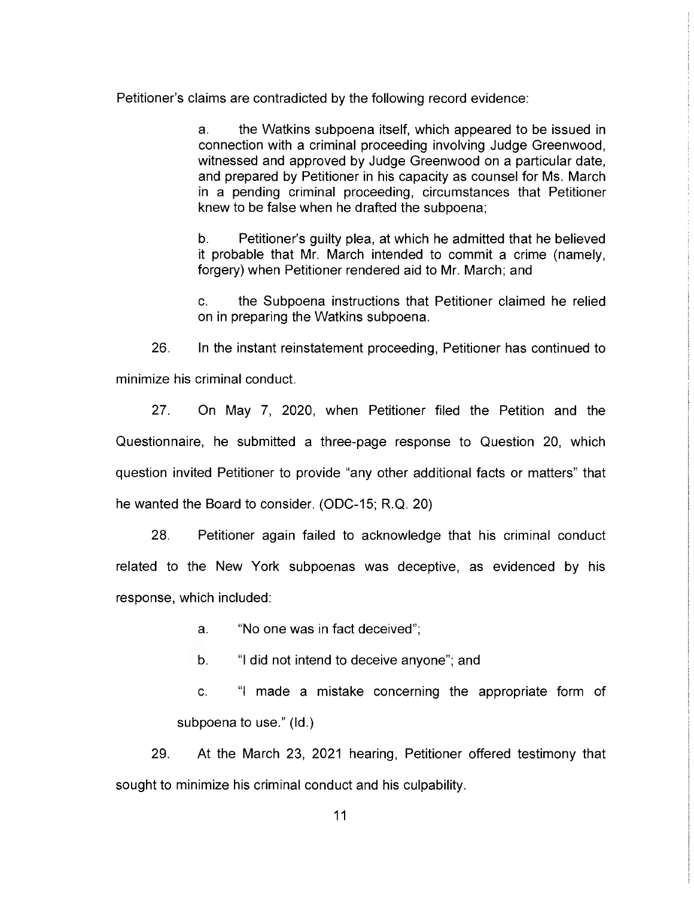Petitioner's claims are contradicted by the following record evidence:

> a. the Watkins subpoena itself, which appeared to be issued in connection with a criminal proceeding involving Judge Greenwood, witnessed and approved by Judge Greenwood on a particular date, and prepared by Petitioner in his capacity as counsel for Ms. March in a pending criminal proceeding, circumstances that Petitioner knew to be false when he drafted the subpoena;
>
> b. Petitioner's guilty plea, at which he admitted that he believed it probable that Mr. March intended to commit a crime (namely, forgery) when Petitioner rendered aid to Mr. March; and
>
> c. the Subpoena instructions that Petitioner claimed he relied on in preparing the Watkins subpoena.

26. In the instant reinstatement proceeding, Petitioner has continued to minimize his criminal conduct.

27. On May 7, 2020, when Petitioner filed the Petition and the Questionnaire, he submitted a three-page response to Question 20, which question invited Petitioner to provide "any other additional facts or matters" that he wanted the Board to consider. (ODC-15; R.Q. 20)

28. Petitioner again failed to acknowledge that his criminal conduct related to the New York subpoenas was deceptive, as evidenced by his response, which included:

> a. "No one was in fact deceived";
>
> b. "I did not intend to deceive anyone"; and
>
> c. "I made a mistake concerning the appropriate form of subpoena to use." (Id.)

29. At the March 23, 2021 hearing, Petitioner offered testimony that sought to minimize his criminal conduct and his culpability.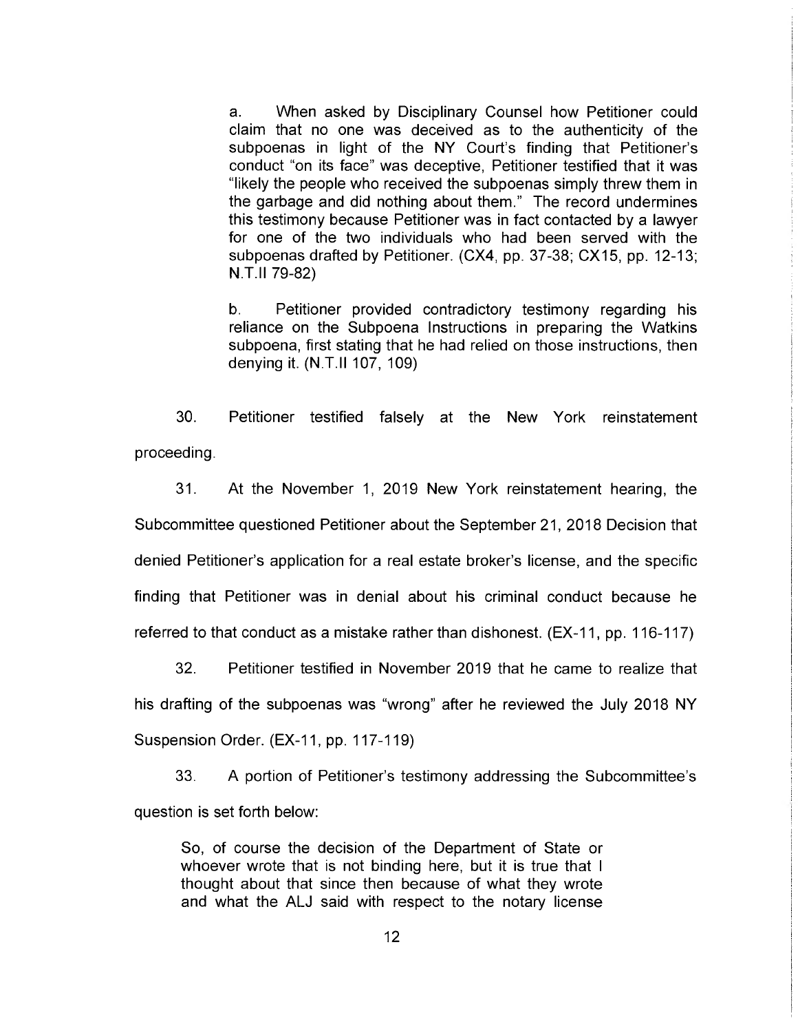a. When asked by Disciplinary Counsel how Petitioner could claim that no one was deceived as to the authenticity of the subpoenas in light of the NY Court's finding that Petitioner's conduct "on its face" was deceptive, Petitioner testified that it was "likely the people who received the subpoenas simply threw them in the garbage and did nothing about them." The record undermines this testimony because Petitioner was in fact contacted by a lawyer for one of the two individuals who had been served with the subpoenas drafted by Petitioner. (CX4, pp. 37-38; CX15, pp. 12-13; N.T.II 79-82)

b. Petitioner provided contradictory testimony regarding his reliance on the Subpoena Instructions in preparing the Watkins subpoena, first stating that he had relied on those instructions, then denying it. (N.T.II 107, 109)

30. Petitioner testified falsely at the New York reinstatement proceeding.

31. At the November 1, 2019 New York reinstatement hearing, the Subcommittee questioned Petitioner about the September 21, 2018 Decision that denied Petitioner's application for a real estate broker's license, and the specific finding that Petitioner was in denial about his criminal conduct because he referred to that conduct as a mistake rather than dishonest. (EX-11, pp. 116-117)

32. Petitioner testified in November 2019 that he came to realize that his drafting of the subpoenas was "wrong" after he reviewed the July 2018 NY Suspension Order. (EX-11, pp. 117-119)

33. A portion of Petitioner's testimony addressing the Subcommittee's question is set forth below:

> So, of course the decision of the Department of State or whoever wrote that is not binding here, but it is true that I thought about that since then because of what they wrote and what the ALJ said with respect to the notary license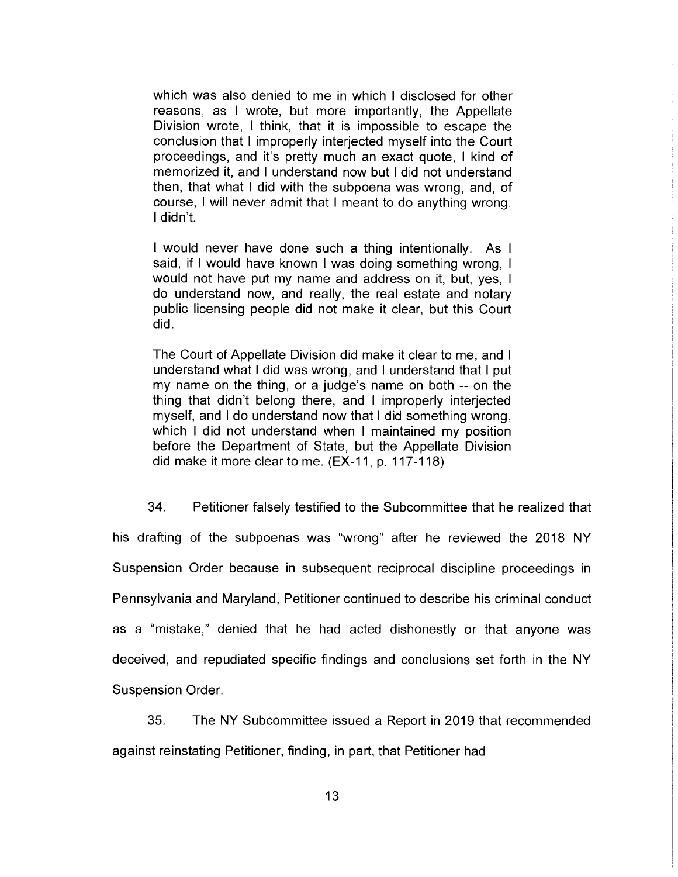> which was also denied to me in which I disclosed for other reasons, as I wrote, but more importantly, the Appellate Division wrote, I think, that it is impossible to escape the conclusion that I improperly interjected myself into the Court proceedings, and it's pretty much an exact quote, I kind of memorized it, and I understand now but I did not understand then, that what I did with the subpoena was wrong, and, of course, I will never admit that I meant to do anything wrong. I didn't.
>
> I would never have done such a thing intentionally. As I said, if I would have known I was doing something wrong, I would not have put my name and address on it, but, yes, I do understand now, and really, the real estate and notary public licensing people did not make it clear, but this Court did.
>
> The Court of Appellate Division did make it clear to me, and I understand what I did was wrong, and I understand that I put my name on the thing, or a judge's name on both -- on the thing that didn't belong there, and I improperly interjected myself, and I do understand now that I did something wrong, which I did not understand when I maintained my position before the Department of State, but the Appellate Division did make it more clear to me. (EX-11, p. 117-118)

34. Petitioner falsely testified to the Subcommittee that he realized that his drafting of the subpoenas was "wrong" after he reviewed the 2018 NY Suspension Order because in subsequent reciprocal discipline proceedings in Pennsylvania and Maryland, Petitioner continued to describe his criminal conduct as a "mistake," denied that he had acted dishonestly or that anyone was deceived, and repudiated specific findings and conclusions set forth in the NY Suspension Order.

35. The NY Subcommittee issued a Report in 2019 that recommended against reinstating Petitioner, finding, in part, that Petitioner had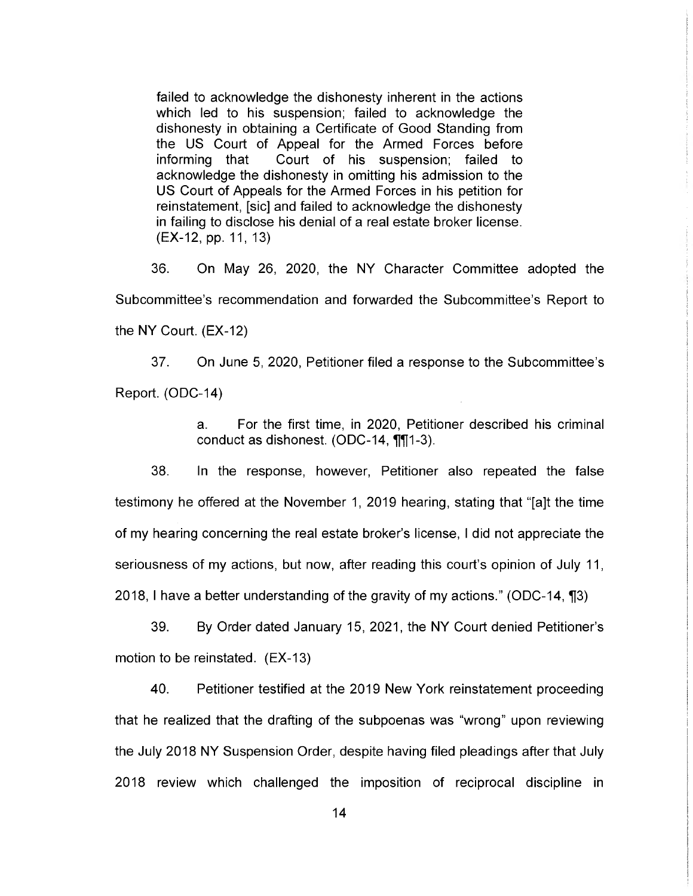> failed to acknowledge the dishonesty inherent in the actions which led to his suspension; failed to acknowledge the dishonesty in obtaining a Certificate of Good Standing from the US Court of Appeal for the Armed Forces before informing that Court of his suspension; failed to acknowledge the dishonesty in omitting his admission to the US Court of Appeals for the Armed Forces in his petition for reinstatement, [sic] and failed to acknowledge the dishonesty in failing to disclose his denial of a real estate broker license. (EX-12, pp. 11, 13)

36. On May 26, 2020, the NY Character Committee adopted the Subcommittee's recommendation and forwarded the Subcommittee's Report to the NY Court. (EX-12)

37. On June 5, 2020, Petitioner filed a response to the Subcommittee's Report. (ODC-14)

> a. For the first time, in 2020, Petitioner described his criminal conduct as dishonest. (ODC-14, ¶¶1-3).

38. In the response, however, Petitioner also repeated the false testimony he offered at the November 1, 2019 hearing, stating that "[a]t the time of my hearing concerning the real estate broker's license, I did not appreciate the seriousness of my actions, but now, after reading this court's opinion of July 11, 2018, I have a better understanding of the gravity of my actions." (ODC-14, ¶3)

39. By Order dated January 15, 2021, the NY Court denied Petitioner's motion to be reinstated. (EX-13)

40. Petitioner testified at the 2019 New York reinstatement proceeding that he realized that the drafting of the subpoenas was "wrong" upon reviewing the July 2018 NY Suspension Order, despite having filed pleadings after that July 2018 review which challenged the imposition of reciprocal discipline in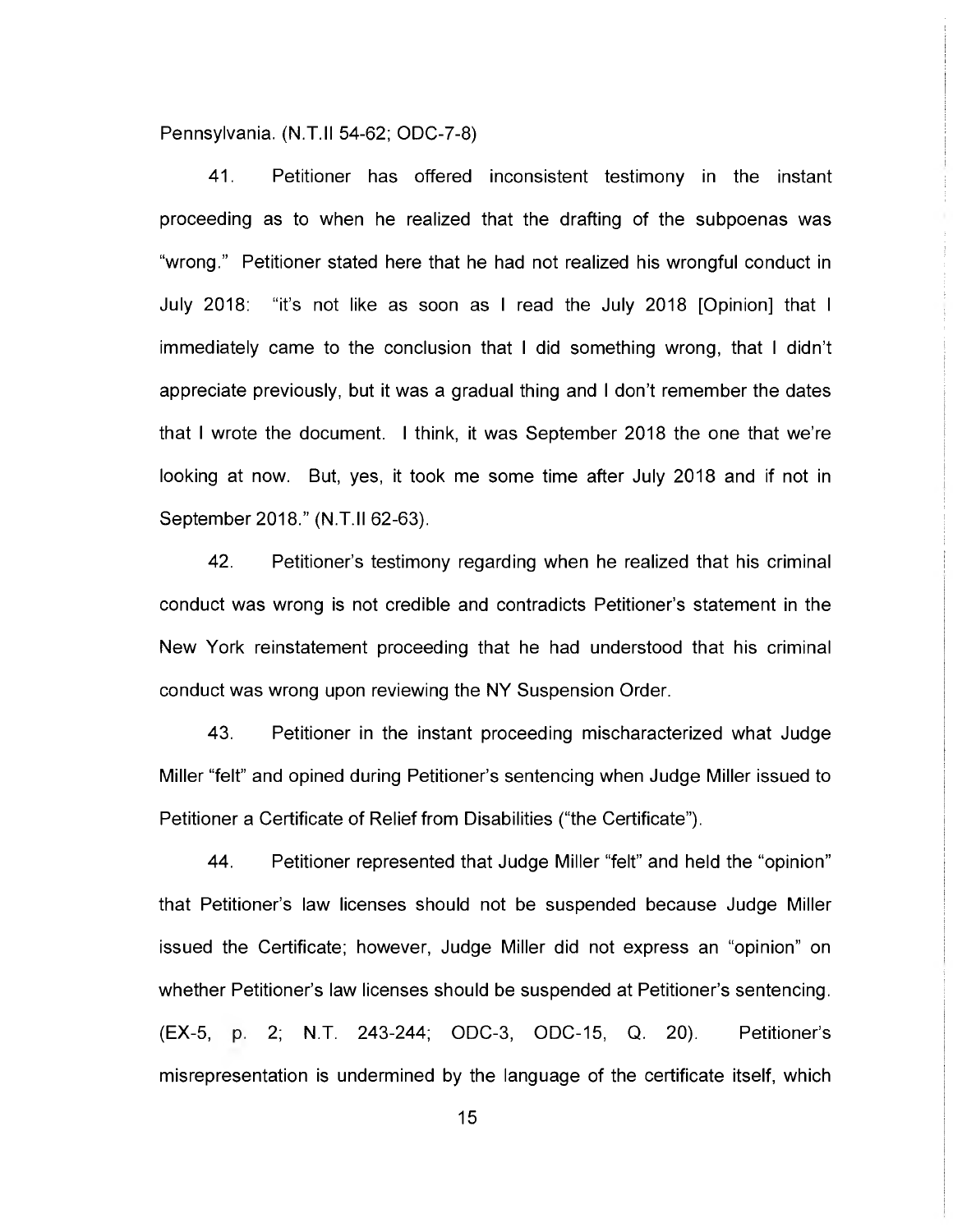Pennsylvania. (N.T.II 54-62; ODC-7-8)

41. Petitioner has offered inconsistent testimony in the instant proceeding as to when he realized that the drafting of the subpoenas was "wrong." Petitioner stated here that he had not realized his wrongful conduct in July 2018: "it's not like as soon as I read the July 2018 [Opinion] that I immediately came to the conclusion that I did something wrong, that I didn't appreciate previously, but it was a gradual thing and I don't remember the dates that I wrote the document. I think, it was September 2018 the one that we're looking at now. But, yes, it took me some time after July 2018 and if not in September 2018." (N.T.II 62-63).

42. Petitioner's testimony regarding when he realized that his criminal conduct was wrong is not credible and contradicts Petitioner's statement in the New York reinstatement proceeding that he had understood that his criminal conduct was wrong upon reviewing the NY Suspension Order.

43. Petitioner in the instant proceeding mischaracterized what Judge Miller "felt" and opined during Petitioner's sentencing when Judge Miller issued to Petitioner a Certificate of Relief from Disabilities ("the Certificate").

44. Petitioner represented that Judge Miller "felt" and held the "opinion" that Petitioner's law licenses should not be suspended because Judge Miller issued the Certificate; however, Judge Miller did not express an "opinion" on whether Petitioner's law licenses should be suspended at Petitioner's sentencing. (EX-5, p. 2; N.T. 243-244; ODC-3, ODC-15, Q. 20). Petitioner's misrepresentation is undermined by the language of the certificate itself, which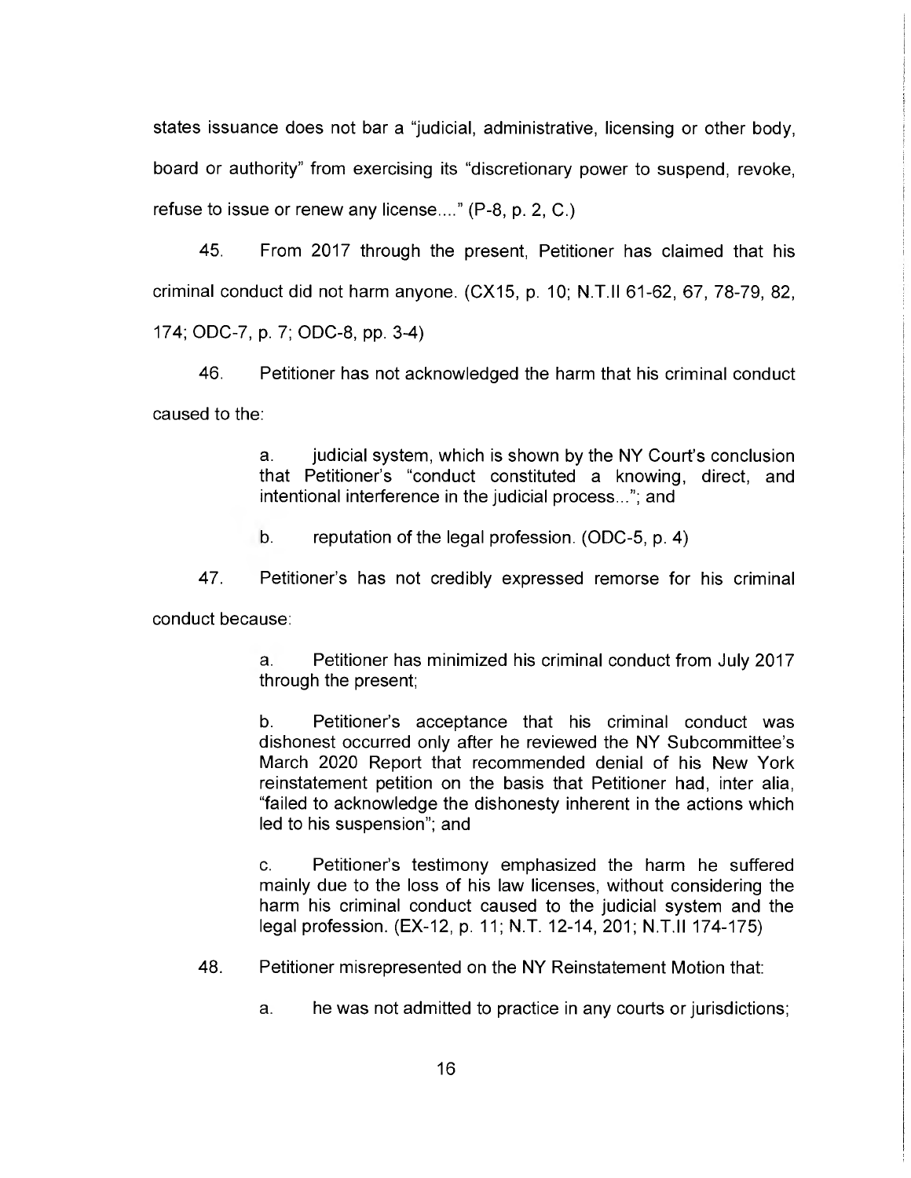states issuance does not bar a "judicial, administrative, licensing or other body, board or authority" from exercising its "discretionary power to suspend, revoke, refuse to issue or renew any license...." (P-8, p. 2, C.)

45. From 2017 through the present, Petitioner has claimed that his criminal conduct did not harm anyone. (CX15, p. 10; N.T.II 61-62, 67, 78-79, 82, 174; ODC-7, p. 7; ODC-8, pp. 3-4)

46. Petitioner has not acknowledged the harm that his criminal conduct caused to the:

> a. judicial system, which is shown by the NY Court's conclusion that Petitioner's "conduct constituted a knowing, direct, and intentional interference in the judicial process..."; and
>
> b. reputation of the legal profession. (ODC-5, p. 4)

47. Petitioner's has not credibly expressed remorse for his criminal conduct because:

> a. Petitioner has minimized his criminal conduct from July 2017 through the present;
>
> b. Petitioner's acceptance that his criminal conduct was dishonest occurred only after he reviewed the NY Subcommittee's March 2020 Report that recommended denial of his New York reinstatement petition on the basis that Petitioner had, inter alia, "failed to acknowledge the dishonesty inherent in the actions which led to his suspension"; and
>
> c. Petitioner's testimony emphasized the harm he suffered mainly due to the loss of his law licenses, without considering the harm his criminal conduct caused to the judicial system and the legal profession. (EX-12, p. 11; N.T. 12-14, 201; N.T.II 174-175)

48. Petitioner misrepresented on the NY Reinstatement Motion that:

> a. he was not admitted to practice in any courts or jurisdictions;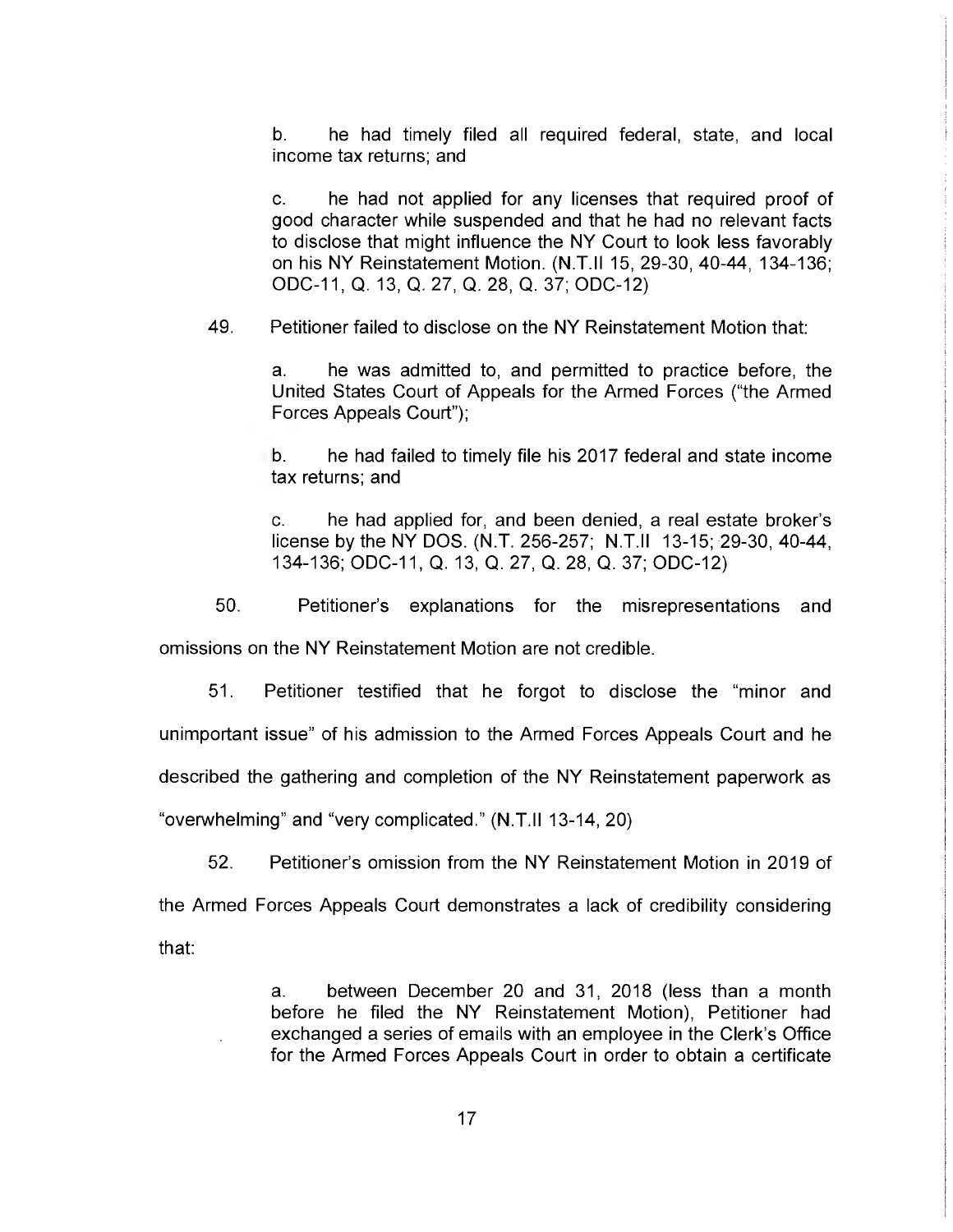b. he had timely filed all required federal, state, and local income tax returns; and

c. he had not applied for any licenses that required proof of good character while suspended and that he had no relevant facts to disclose that might influence the NY Court to look less favorably on his NY Reinstatement Motion. (N.T.II 15, 29-30, 40-44, 134-136; ODC-11, Q. 13, Q. 27, Q. 28, Q. 37; ODC-12)

49. Petitioner failed to disclose on the NY Reinstatement Motion that:

a. he was admitted to, and permitted to practice before, the United States Court of Appeals for the Armed Forces ("the Armed Forces Appeals Court");

b. he had failed to timely file his 2017 federal and state income tax returns; and

c. he had applied for, and been denied, a real estate broker's license by the NY DOS. (N.T. 256-257; N.T.II 13-15; 29-30, 40-44, 134-136; ODC-11, Q. 13, Q. 27, Q. 28, Q. 37; ODC-12)

50. Petitioner's explanations for the misrepresentations and omissions on the NY Reinstatement Motion are not credible.

51. Petitioner testified that he forgot to disclose the "minor and unimportant issue" of his admission to the Armed Forces Appeals Court and he described the gathering and completion of the NY Reinstatement paperwork as "overwhelming" and "very complicated." (N.T.II 13-14, 20)

52. Petitioner's omission from the NY Reinstatement Motion in 2019 of the Armed Forces Appeals Court demonstrates a lack of credibility considering that:

a. between December 20 and 31, 2018 (less than a month before he filed the NY Reinstatement Motion), Petitioner had exchanged a series of emails with an employee in the Clerk's Office for the Armed Forces Appeals Court in order to obtain a certificate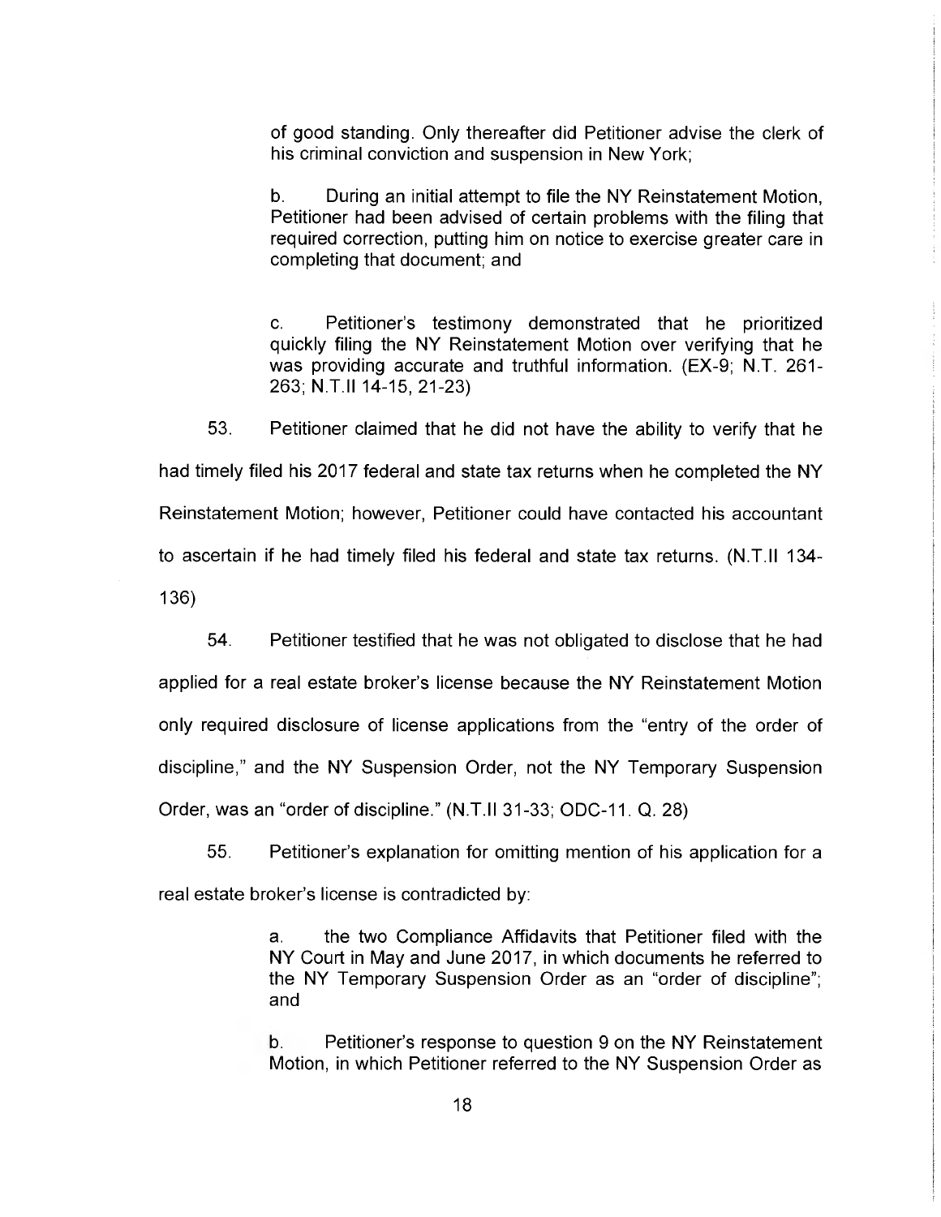of good standing. Only thereafter did Petitioner advise the clerk of his criminal conviction and suspension in New York;

b. During an initial attempt to file the NY Reinstatement Motion, Petitioner had been advised of certain problems with the filing that required correction, putting him on notice to exercise greater care in completing that document; and

c. Petitioner's testimony demonstrated that he prioritized quickly filing the NY Reinstatement Motion over verifying that he was providing accurate and truthful information. (EX-9; N.T. 261-263; N.T.II 14-15, 21-23)

53. Petitioner claimed that he did not have the ability to verify that he had timely filed his 2017 federal and state tax returns when he completed the NY Reinstatement Motion; however, Petitioner could have contacted his accountant to ascertain if he had timely filed his federal and state tax returns. (N.T.II 134-136)

54. Petitioner testified that he was not obligated to disclose that he had applied for a real estate broker's license because the NY Reinstatement Motion only required disclosure of license applications from the "entry of the order of discipline," and the NY Suspension Order, not the NY Temporary Suspension Order, was an "order of discipline." (N.T.II 31-33; ODC-11. Q. 28)

55. Petitioner's explanation for omitting mention of his application for a real estate broker's license is contradicted by:

a. the two Compliance Affidavits that Petitioner filed with the NY Court in May and June 2017, in which documents he referred to the NY Temporary Suspension Order as an "order of discipline"; and

b. Petitioner's response to question 9 on the NY Reinstatement Motion, in which Petitioner referred to the NY Suspension Order as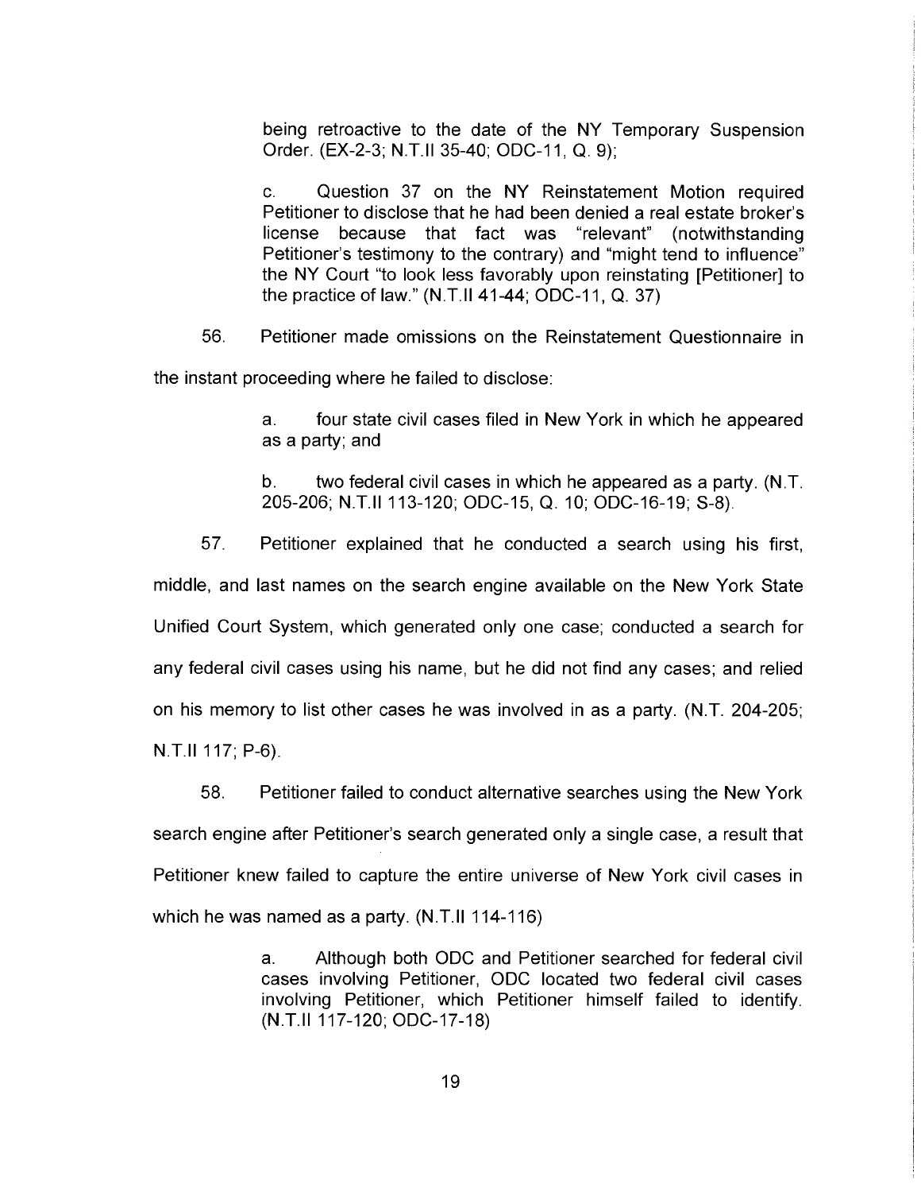being retroactive to the date of the NY Temporary Suspension Order. (EX-2-3; N.T.II 35-40; ODC-11, Q. 9);

c. Question 37 on the NY Reinstatement Motion required Petitioner to disclose that he had been denied a real estate broker's license because that fact was "relevant" (notwithstanding Petitioner's testimony to the contrary) and "might tend to influence" the NY Court "to look less favorably upon reinstating [Petitioner] to the practice of law." (N.T.II 41-44; ODC-11, Q. 37)

56. Petitioner made omissions on the Reinstatement Questionnaire in the instant proceeding where he failed to disclose:

a. four state civil cases filed in New York in which he appeared as a party; and

b. two federal civil cases in which he appeared as a party. (N.T. 205-206; N.T.II 113-120; ODC-15, Q. 10; ODC-16-19; S-8).

57. Petitioner explained that he conducted a search using his first, middle, and last names on the search engine available on the New York State Unified Court System, which generated only one case; conducted a search for any federal civil cases using his name, but he did not find any cases; and relied on his memory to list other cases he was involved in as a party. (N.T. 204-205; N.T.II 117; P-6).

58. Petitioner failed to conduct alternative searches using the New York search engine after Petitioner's search generated only a single case, a result that Petitioner knew failed to capture the entire universe of New York civil cases in which he was named as a party. (N.T.II 114-116)

a. Although both ODC and Petitioner searched for federal civil cases involving Petitioner, ODC located two federal civil cases involving Petitioner, which Petitioner himself failed to identify. (N.T.II 117-120; ODC-17-18)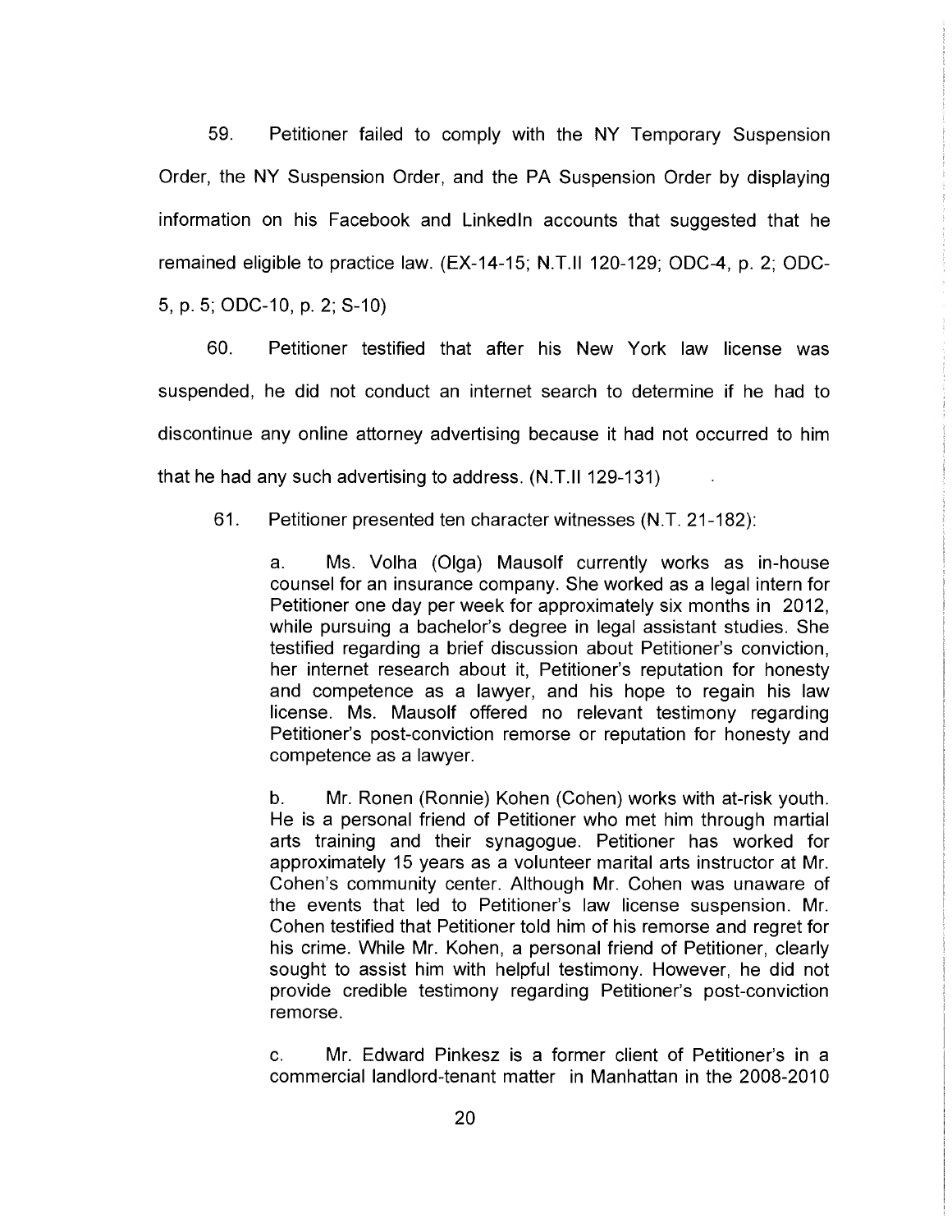59. Petitioner failed to comply with the NY Temporary Suspension Order, the NY Suspension Order, and the PA Suspension Order by displaying information on his Facebook and LinkedIn accounts that suggested that he remained eligible to practice law. (EX-14-15; N.T.II 120-129; ODC-4, p. 2; ODC-5, p. 5; ODC-10, p. 2; S-10)

60. Petitioner testified that after his New York law license was suspended, he did not conduct an internet search to determine if he had to discontinue any online attorney advertising because it had not occurred to him that he had any such advertising to address. (N.T.II 129-131)

61. Petitioner presented ten character witnesses (N.T. 21-182):

> a. Ms. Volha (Olga) Mausolf currently works as in-house counsel for an insurance company. She worked as a legal intern for Petitioner one day per week for approximately six months in 2012, while pursuing a bachelor's degree in legal assistant studies. She testified regarding a brief discussion about Petitioner's conviction, her internet research about it, Petitioner's reputation for honesty and competence as a lawyer, and his hope to regain his law license. Ms. Mausolf offered no relevant testimony regarding Petitioner's post-conviction remorse or reputation for honesty and competence as a lawyer.
>
> b. Mr. Ronen (Ronnie) Kohen (Cohen) works with at-risk youth. He is a personal friend of Petitioner who met him through martial arts training and their synagogue. Petitioner has worked for approximately 15 years as a volunteer marital arts instructor at Mr. Cohen's community center. Although Mr. Cohen was unaware of the events that led to Petitioner's law license suspension. Mr. Cohen testified that Petitioner told him of his remorse and regret for his crime. While Mr. Kohen, a personal friend of Petitioner, clearly sought to assist him with helpful testimony. However, he did not provide credible testimony regarding Petitioner's post-conviction remorse.
>
> c. Mr. Edward Pinkesz is a former client of Petitioner's in a commercial landlord-tenant matter in Manhattan in the 2008-2010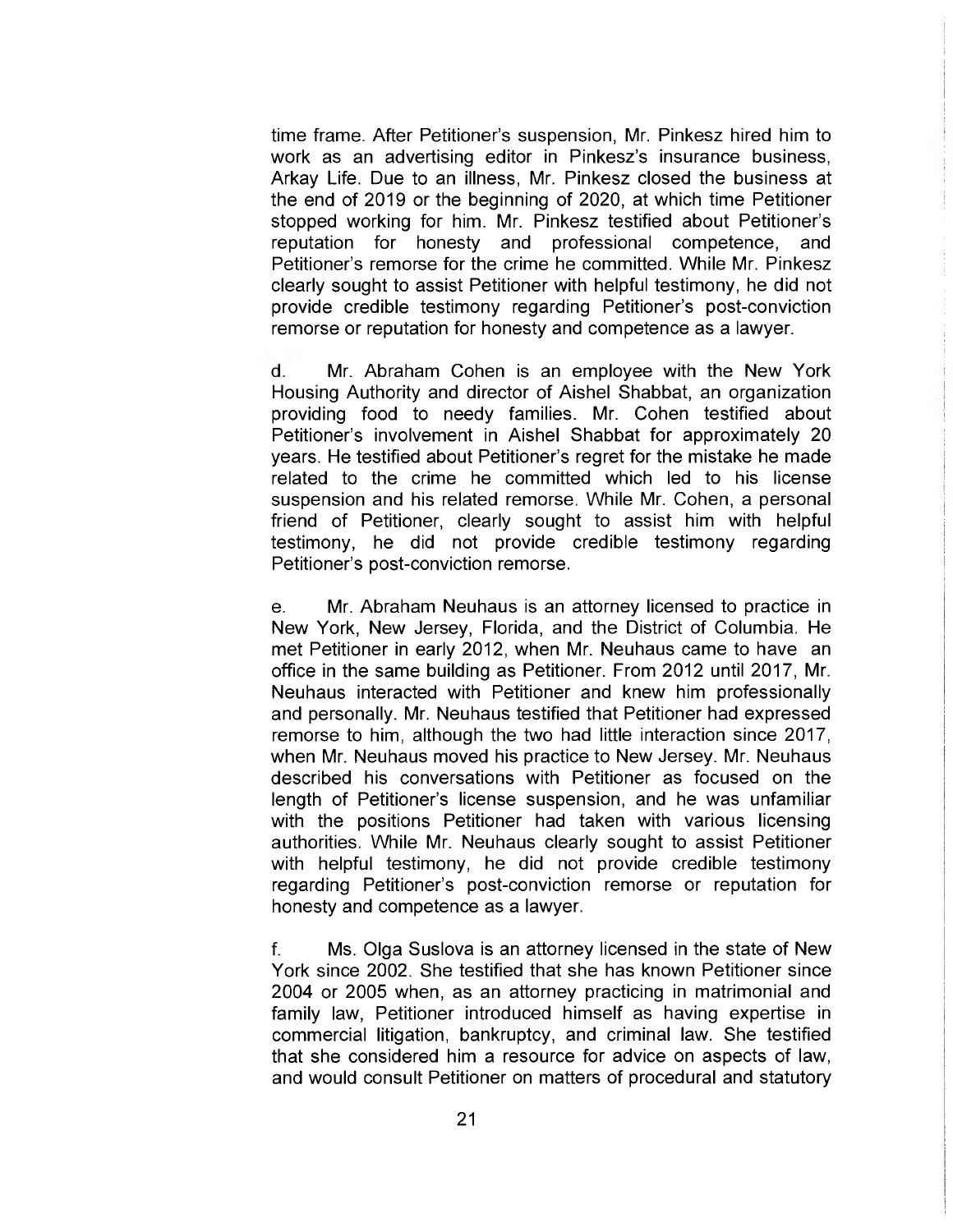time frame. After Petitioner's suspension, Mr. Pinkesz hired him to work as an advertising editor in Pinkesz's insurance business, Arkay Life. Due to an illness, Mr. Pinkesz closed the business at the end of 2019 or the beginning of 2020, at which time Petitioner stopped working for him. Mr. Pinkesz testified about Petitioner's reputation for honesty and professional competence, and Petitioner's remorse for the crime he committed. While Mr. Pinkesz clearly sought to assist Petitioner with helpful testimony, he did not provide credible testimony regarding Petitioner's post-conviction remorse or reputation for honesty and competence as a lawyer.

d. Mr. Abraham Cohen is an employee with the New York Housing Authority and director of Aishel Shabbat, an organization providing food to needy families. Mr. Cohen testified about Petitioner's involvement in Aishel Shabbat for approximately 20 years. He testified about Petitioner's regret for the mistake he made related to the crime he committed which led to his license suspension and his related remorse. While Mr. Cohen, a personal friend of Petitioner, clearly sought to assist him with helpful testimony, he did not provide credible testimony regarding Petitioner's post-conviction remorse.

e. Mr. Abraham Neuhaus is an attorney licensed to practice in New York, New Jersey, Florida, and the District of Columbia. He met Petitioner in early 2012, when Mr. Neuhaus came to have an office in the same building as Petitioner. From 2012 until 2017, Mr. Neuhaus interacted with Petitioner and knew him professionally and personally. Mr. Neuhaus testified that Petitioner had expressed remorse to him, although the two had little interaction since 2017, when Mr. Neuhaus moved his practice to New Jersey. Mr. Neuhaus described his conversations with Petitioner as focused on the length of Petitioner's license suspension, and he was unfamiliar with the positions Petitioner had taken with various licensing authorities. While Mr. Neuhaus clearly sought to assist Petitioner with helpful testimony, he did not provide credible testimony regarding Petitioner's post-conviction remorse or reputation for honesty and competence as a lawyer.

f. Ms. Olga Suslova is an attorney licensed in the state of New York since 2002. She testified that she has known Petitioner since 2004 or 2005 when, as an attorney practicing in matrimonial and family law, Petitioner introduced himself as having expertise in commercial litigation, bankruptcy, and criminal law. She testified that she considered him a resource for advice on aspects of law, and would consult Petitioner on matters of procedural and statutory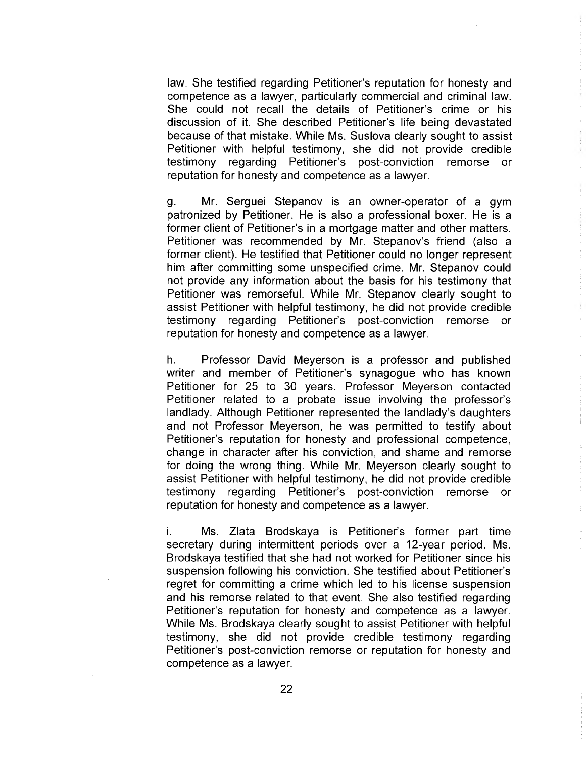law. She testified regarding Petitioner's reputation for honesty and competence as a lawyer, particularly commercial and criminal law. She could not recall the details of Petitioner's crime or his discussion of it. She described Petitioner's life being devastated because of that mistake. While Ms. Suslova clearly sought to assist Petitioner with helpful testimony, she did not provide credible testimony regarding Petitioner's post-conviction remorse or reputation for honesty and competence as a lawyer.

g. Mr. Serguei Stepanov is an owner-operator of a gym patronized by Petitioner. He is also a professional boxer. He is a former client of Petitioner's in a mortgage matter and other matters. Petitioner was recommended by Mr. Stepanov's friend (also a former client). He testified that Petitioner could no longer represent him after committing some unspecified crime. Mr. Stepanov could not provide any information about the basis for his testimony that Petitioner was remorseful. While Mr. Stepanov clearly sought to assist Petitioner with helpful testimony, he did not provide credible testimony regarding Petitioner's post-conviction remorse or reputation for honesty and competence as a lawyer.

h. Professor David Meyerson is a professor and published writer and member of Petitioner's synagogue who has known Petitioner for 25 to 30 years. Professor Meyerson contacted Petitioner related to a probate issue involving the professor's landlady. Although Petitioner represented the landlady's daughters and not Professor Meyerson, he was permitted to testify about Petitioner's reputation for honesty and professional competence, change in character after his conviction, and shame and remorse for doing the wrong thing. While Mr. Meyerson clearly sought to assist Petitioner with helpful testimony, he did not provide credible testimony regarding Petitioner's post-conviction remorse or reputation for honesty and competence as a lawyer.

i. Ms. Zlata Brodskaya is Petitioner's former part time secretary during intermittent periods over a 12-year period. Ms. Brodskaya testified that she had not worked for Petitioner since his suspension following his conviction. She testified about Petitioner's regret for committing a crime which led to his license suspension and his remorse related to that event. She also testified regarding Petitioner's reputation for honesty and competence as a lawyer. While Ms. Brodskaya clearly sought to assist Petitioner with helpful testimony, she did not provide credible testimony regarding Petitioner's post-conviction remorse or reputation for honesty and competence as a lawyer.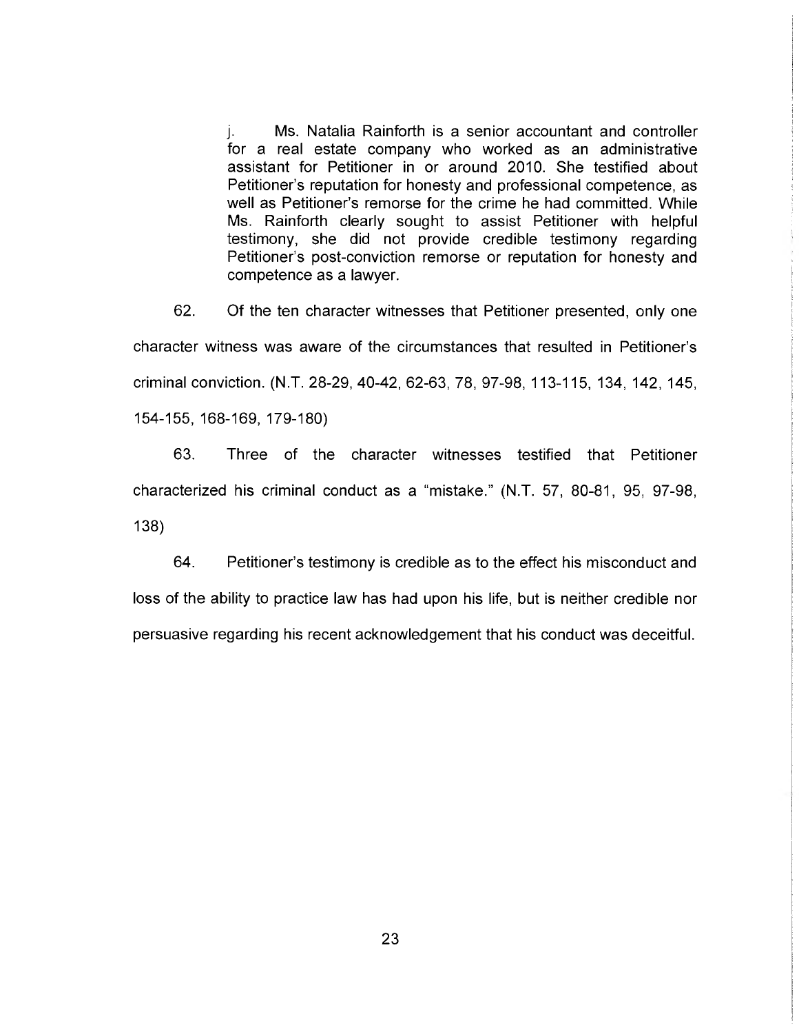j. Ms. Natalia Rainforth is a senior accountant and controller for a real estate company who worked as an administrative assistant for Petitioner in or around 2010. She testified about Petitioner's reputation for honesty and professional competence, as well as Petitioner's remorse for the crime he had committed. While Ms. Rainforth clearly sought to assist Petitioner with helpful testimony, she did not provide credible testimony regarding Petitioner's post-conviction remorse or reputation for honesty and competence as a lawyer.

62. Of the ten character witnesses that Petitioner presented, only one character witness was aware of the circumstances that resulted in Petitioner's criminal conviction. (N.T. 28-29, 40-42, 62-63, 78, 97-98, 113-115, 134, 142, 145, 154-155, 168-169, 179-180)

63. Three of the character witnesses testified that Petitioner characterized his criminal conduct as a "mistake." (N.T. 57, 80-81, 95, 97-98, 138)

64. Petitioner's testimony is credible as to the effect his misconduct and loss of the ability to practice law has had upon his life, but is neither credible nor persuasive regarding his recent acknowledgement that his conduct was deceitful.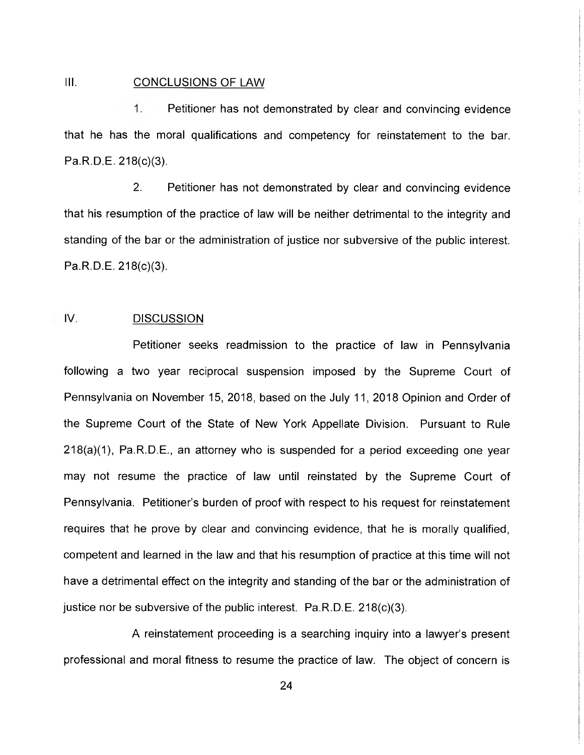## III. CONCLUSIONS OF LAW

1. Petitioner has not demonstrated by clear and convincing evidence that he has the moral qualifications and competency for reinstatement to the bar. Pa.R.D.E. 218(c)(3).

2. Petitioner has not demonstrated by clear and convincing evidence that his resumption of the practice of law will be neither detrimental to the integrity and standing of the bar or the administration of justice nor subversive of the public interest. Pa.R.D.E. 218(c)(3).

## IV. DISCUSSION

Petitioner seeks readmission to the practice of law in Pennsylvania following a two year reciprocal suspension imposed by the Supreme Court of Pennsylvania on November 15, 2018, based on the July 11, 2018 Opinion and Order of the Supreme Court of the State of New York Appellate Division. Pursuant to Rule 218(a)(1), Pa.R.D.E., an attorney who is suspended for a period exceeding one year may not resume the practice of law until reinstated by the Supreme Court of Pennsylvania. Petitioner's burden of proof with respect to his request for reinstatement requires that he prove by clear and convincing evidence, that he is morally qualified, competent and learned in the law and that his resumption of practice at this time will not have a detrimental effect on the integrity and standing of the bar or the administration of justice nor be subversive of the public interest. Pa.R.D.E. 218(c)(3).

A reinstatement proceeding is a searching inquiry into a lawyer's present professional and moral fitness to resume the practice of law. The object of concern is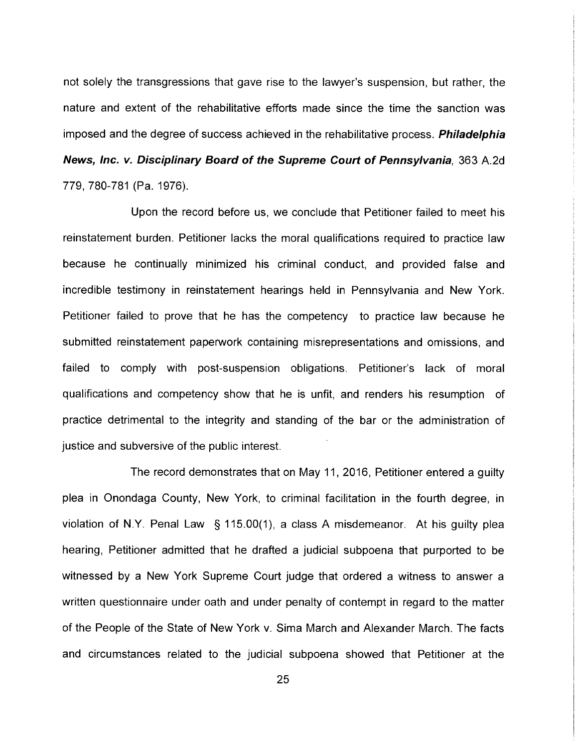not solely the transgressions that gave rise to the lawyer's suspension, but rather, the nature and extent of the rehabilitative efforts made since the time the sanction was imposed and the degree of success achieved in the rehabilitative process. ***Philadelphia News, Inc. v. Disciplinary Board of the Supreme Court of Pennsylvania***, 363 A.2d 779, 780-781 (Pa. 1976).

Upon the record before us, we conclude that Petitioner failed to meet his reinstatement burden. Petitioner lacks the moral qualifications required to practice law because he continually minimized his criminal conduct, and provided false and incredible testimony in reinstatement hearings held in Pennsylvania and New York. Petitioner failed to prove that he has the competency to practice law because he submitted reinstatement paperwork containing misrepresentations and omissions, and failed to comply with post-suspension obligations. Petitioner's lack of moral qualifications and competency show that he is unfit, and renders his resumption of practice detrimental to the integrity and standing of the bar or the administration of justice and subversive of the public interest.

The record demonstrates that on May 11, 2016, Petitioner entered a guilty plea in Onondaga County, New York, to criminal facilitation in the fourth degree, in violation of N.Y. Penal Law § 115.00(1), a class A misdemeanor. At his guilty plea hearing, Petitioner admitted that he drafted a judicial subpoena that purported to be witnessed by a New York Supreme Court judge that ordered a witness to answer a written questionnaire under oath and under penalty of contempt in regard to the matter of the People of the State of New York v. Sima March and Alexander March. The facts and circumstances related to the judicial subpoena showed that Petitioner at the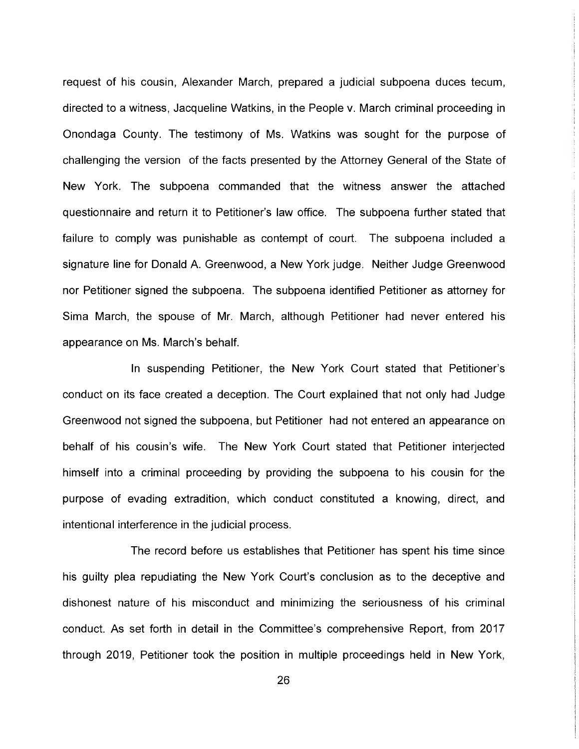request of his cousin, Alexander March, prepared a judicial subpoena duces tecum, directed to a witness, Jacqueline Watkins, in the People v. March criminal proceeding in Onondaga County. The testimony of Ms. Watkins was sought for the purpose of challenging the version of the facts presented by the Attorney General of the State of New York. The subpoena commanded that the witness answer the attached questionnaire and return it to Petitioner's law office. The subpoena further stated that failure to comply was punishable as contempt of court. The subpoena included a signature line for Donald A. Greenwood, a New York judge. Neither Judge Greenwood nor Petitioner signed the subpoena. The subpoena identified Petitioner as attorney for Sima March, the spouse of Mr. March, although Petitioner had never entered his appearance on Ms. March's behalf.

In suspending Petitioner, the New York Court stated that Petitioner's conduct on its face created a deception. The Court explained that not only had Judge Greenwood not signed the subpoena, but Petitioner had not entered an appearance on behalf of his cousin's wife. The New York Court stated that Petitioner interjected himself into a criminal proceeding by providing the subpoena to his cousin for the purpose of evading extradition, which conduct constituted a knowing, direct, and intentional interference in the judicial process.

The record before us establishes that Petitioner has spent his time since his guilty plea repudiating the New York Court's conclusion as to the deceptive and dishonest nature of his misconduct and minimizing the seriousness of his criminal conduct. As set forth in detail in the Committee's comprehensive Report, from 2017 through 2019, Petitioner took the position in multiple proceedings held in New York,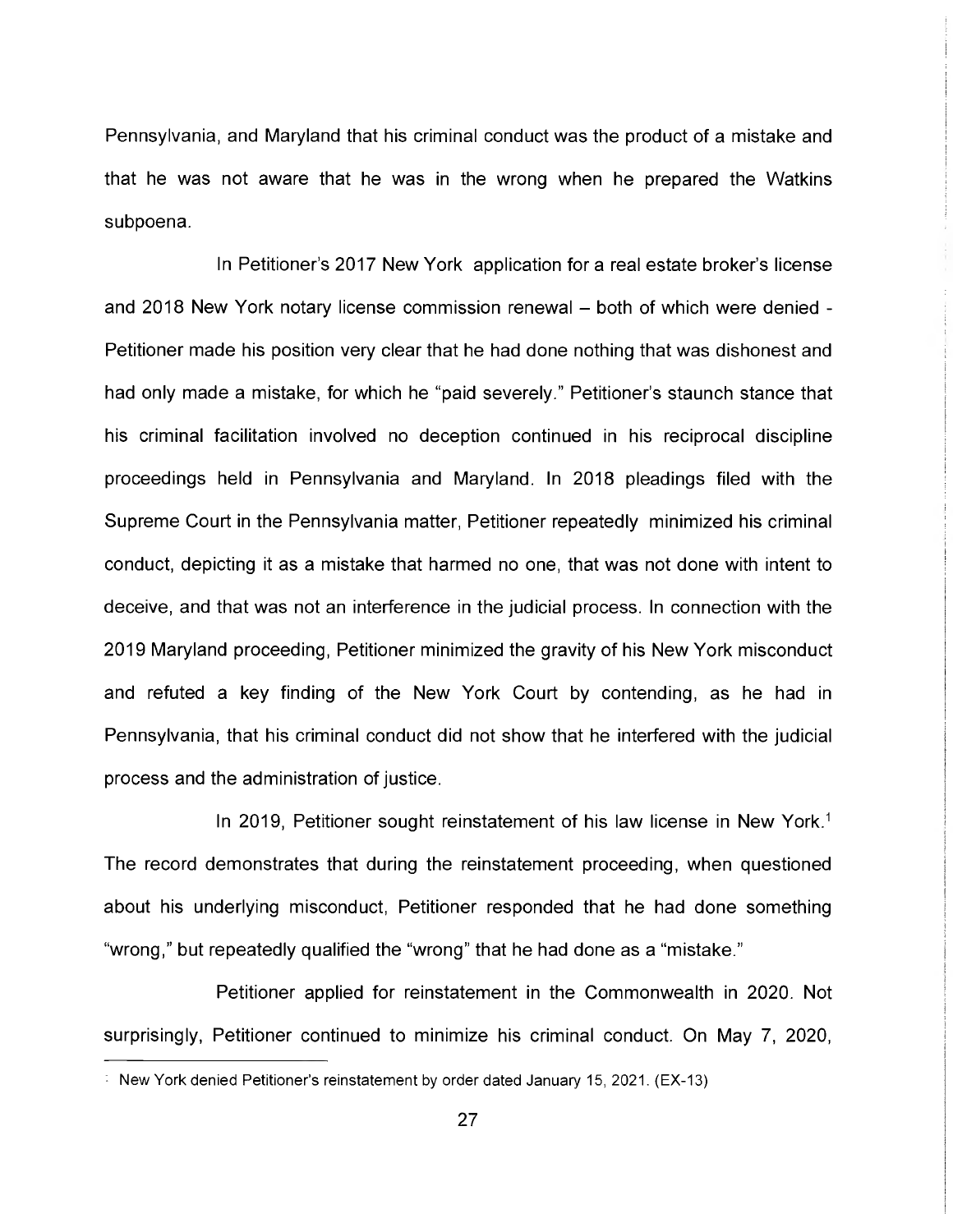Pennsylvania, and Maryland that his criminal conduct was the product of a mistake and that he was not aware that he was in the wrong when he prepared the Watkins subpoena.

In Petitioner's 2017 New York application for a real estate broker's license and 2018 New York notary license commission renewal – both of which were denied - Petitioner made his position very clear that he had done nothing that was dishonest and had only made a mistake, for which he "paid severely." Petitioner's staunch stance that his criminal facilitation involved no deception continued in his reciprocal discipline proceedings held in Pennsylvania and Maryland. In 2018 pleadings filed with the Supreme Court in the Pennsylvania matter, Petitioner repeatedly minimized his criminal conduct, depicting it as a mistake that harmed no one, that was not done with intent to deceive, and that was not an interference in the judicial process. In connection with the 2019 Maryland proceeding, Petitioner minimized the gravity of his New York misconduct and refuted a key finding of the New York Court by contending, as he had in Pennsylvania, that his criminal conduct did not show that he interfered with the judicial process and the administration of justice.

In 2019, Petitioner sought reinstatement of his law license in New York.[1] The record demonstrates that during the reinstatement proceeding, when questioned about his underlying misconduct, Petitioner responded that he had done something "wrong," but repeatedly qualified the "wrong" that he had done as a "mistake."

Petitioner applied for reinstatement in the Commonwealth in 2020. Not surprisingly, Petitioner continued to minimize his criminal conduct. On May 7, 2020,

[1] New York denied Petitioner's reinstatement by order dated January 15, 2021. (EX-13)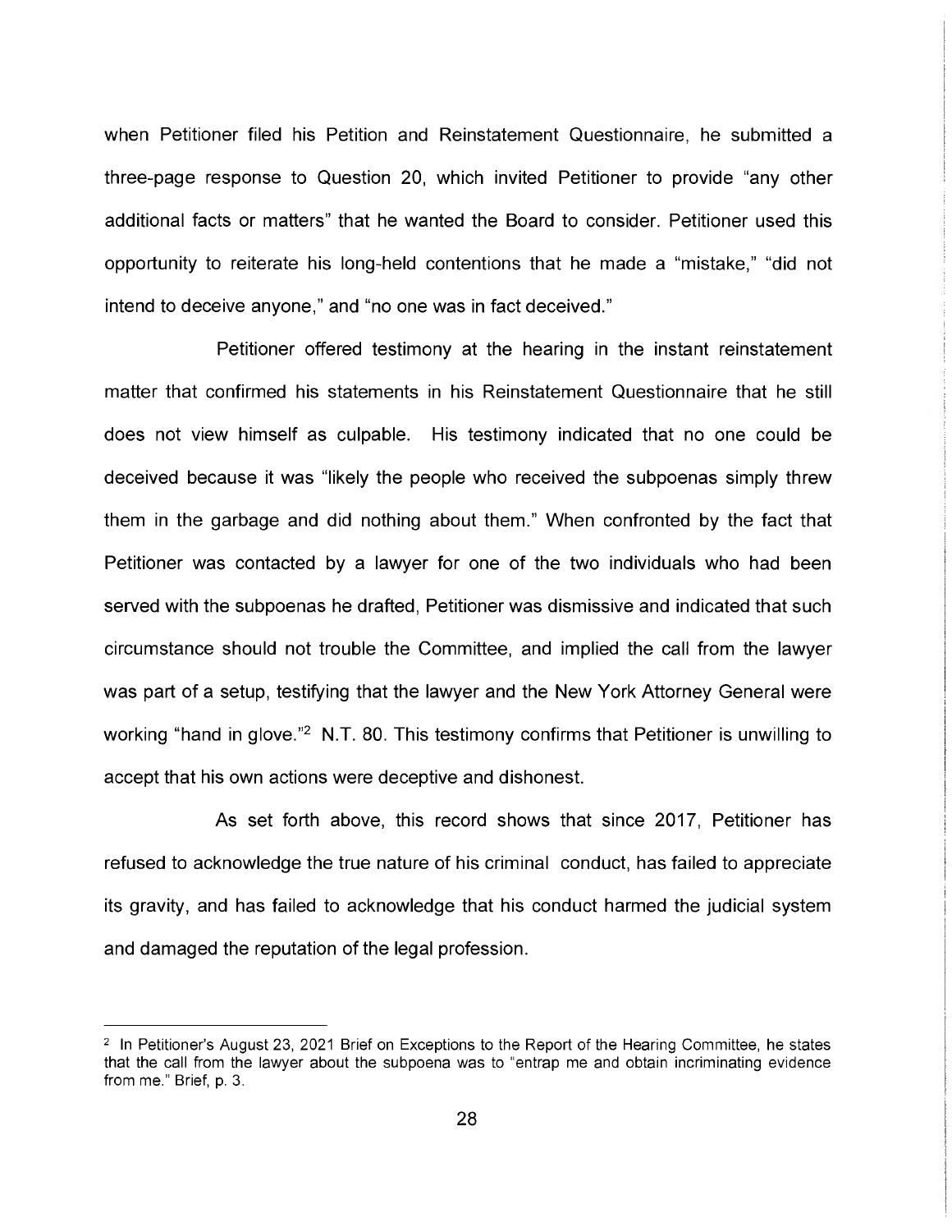when Petitioner filed his Petition and Reinstatement Questionnaire, he submitted a three-page response to Question 20, which invited Petitioner to provide "any other additional facts or matters" that he wanted the Board to consider. Petitioner used this opportunity to reiterate his long-held contentions that he made a "mistake," "did not intend to deceive anyone," and "no one was in fact deceived."

Petitioner offered testimony at the hearing in the instant reinstatement matter that confirmed his statements in his Reinstatement Questionnaire that he still does not view himself as culpable. His testimony indicated that no one could be deceived because it was "likely the people who received the subpoenas simply threw them in the garbage and did nothing about them." When confronted by the fact that Petitioner was contacted by a lawyer for one of the two individuals who had been served with the subpoenas he drafted, Petitioner was dismissive and indicated that such circumstance should not trouble the Committee, and implied the call from the lawyer was part of a setup, testifying that the lawyer and the New York Attorney General were working "hand in glove."[2] N.T. 80. This testimony confirms that Petitioner is unwilling to accept that his own actions were deceptive and dishonest.

As set forth above, this record shows that since 2017, Petitioner has refused to acknowledge the true nature of his criminal conduct, has failed to appreciate its gravity, and has failed to acknowledge that his conduct harmed the judicial system and damaged the reputation of the legal profession.

---

[2] In Petitioner's August 23, 2021 Brief on Exceptions to the Report of the Hearing Committee, he states that the call from the lawyer about the subpoena was to "entrap me and obtain incriminating evidence from me." Brief, p. 3.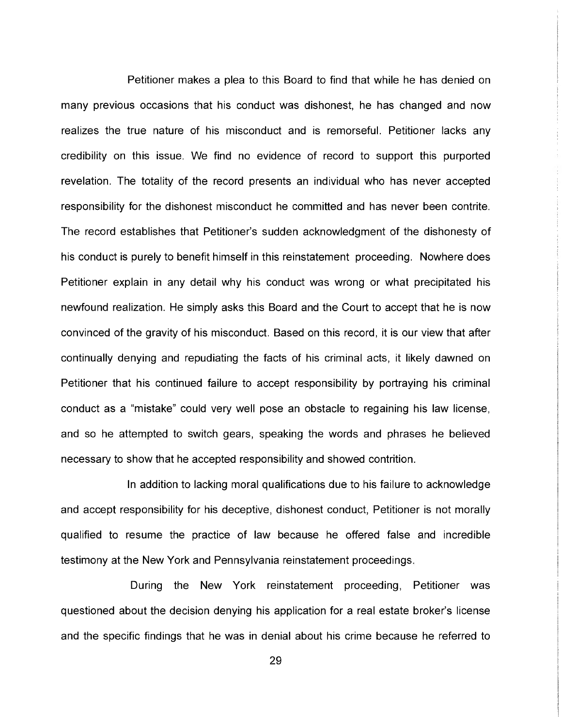Petitioner makes a plea to this Board to find that while he has denied on many previous occasions that his conduct was dishonest, he has changed and now realizes the true nature of his misconduct and is remorseful. Petitioner lacks any credibility on this issue. We find no evidence of record to support this purported revelation. The totality of the record presents an individual who has never accepted responsibility for the dishonest misconduct he committed and has never been contrite. The record establishes that Petitioner's sudden acknowledgment of the dishonesty of his conduct is purely to benefit himself in this reinstatement proceeding. Nowhere does Petitioner explain in any detail why his conduct was wrong or what precipitated his newfound realization. He simply asks this Board and the Court to accept that he is now convinced of the gravity of his misconduct. Based on this record, it is our view that after continually denying and repudiating the facts of his criminal acts, it likely dawned on Petitioner that his continued failure to accept responsibility by portraying his criminal conduct as a "mistake" could very well pose an obstacle to regaining his law license, and so he attempted to switch gears, speaking the words and phrases he believed necessary to show that he accepted responsibility and showed contrition.

In addition to lacking moral qualifications due to his failure to acknowledge and accept responsibility for his deceptive, dishonest conduct, Petitioner is not morally qualified to resume the practice of law because he offered false and incredible testimony at the New York and Pennsylvania reinstatement proceedings.

During the New York reinstatement proceeding, Petitioner was questioned about the decision denying his application for a real estate broker's license and the specific findings that he was in denial about his crime because he referred to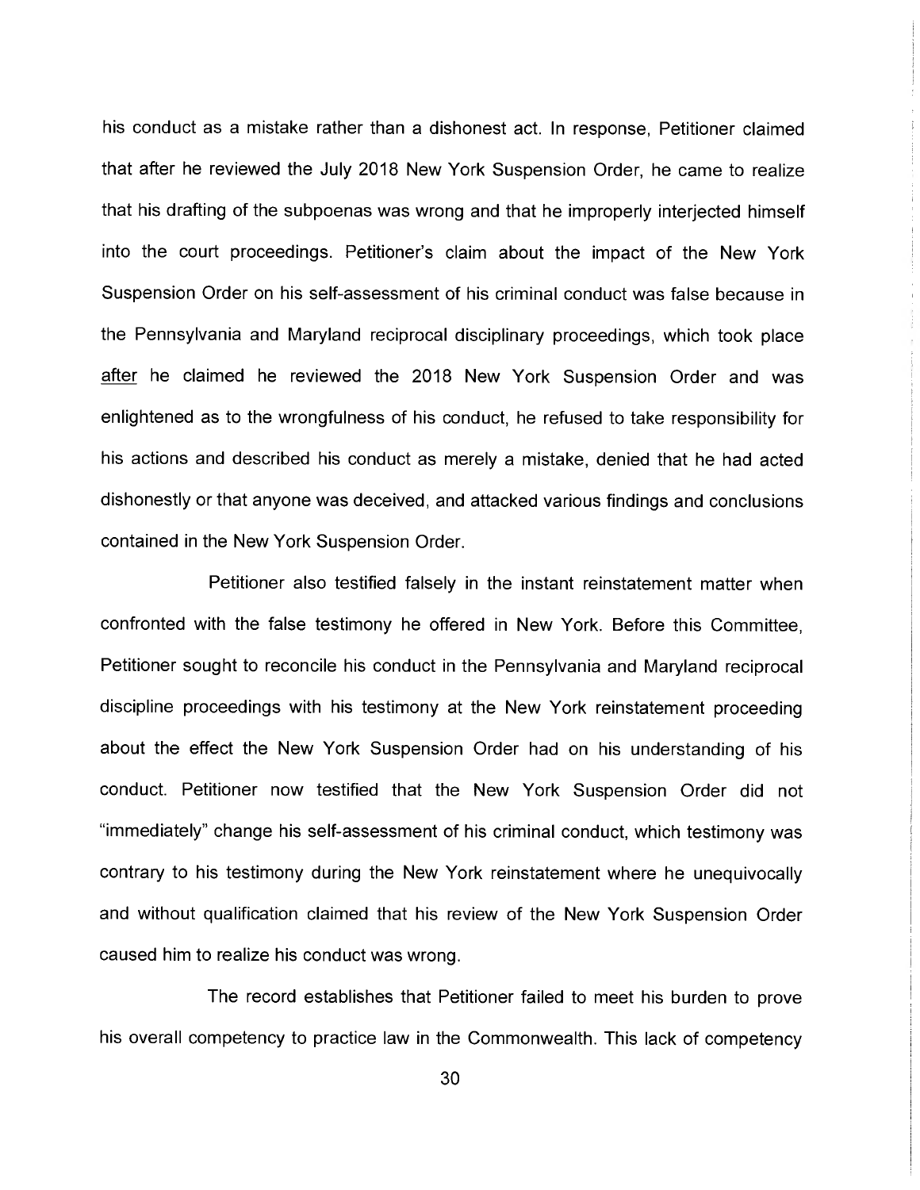his conduct as a mistake rather than a dishonest act. In response, Petitioner claimed that after he reviewed the July 2018 New York Suspension Order, he came to realize that his drafting of the subpoenas was wrong and that he improperly interjected himself into the court proceedings. Petitioner's claim about the impact of the New York Suspension Order on his self-assessment of his criminal conduct was false because in the Pennsylvania and Maryland reciprocal disciplinary proceedings, which took place <u>after</u> he claimed he reviewed the 2018 New York Suspension Order and was enlightened as to the wrongfulness of his conduct, he refused to take responsibility for his actions and described his conduct as merely a mistake, denied that he had acted dishonestly or that anyone was deceived, and attacked various findings and conclusions contained in the New York Suspension Order.

Petitioner also testified falsely in the instant reinstatement matter when confronted with the false testimony he offered in New York. Before this Committee, Petitioner sought to reconcile his conduct in the Pennsylvania and Maryland reciprocal discipline proceedings with his testimony at the New York reinstatement proceeding about the effect the New York Suspension Order had on his understanding of his conduct. Petitioner now testified that the New York Suspension Order did not "immediately" change his self-assessment of his criminal conduct, which testimony was contrary to his testimony during the New York reinstatement where he unequivocally and without qualification claimed that his review of the New York Suspension Order caused him to realize his conduct was wrong.

The record establishes that Petitioner failed to meet his burden to prove his overall competency to practice law in the Commonwealth. This lack of competency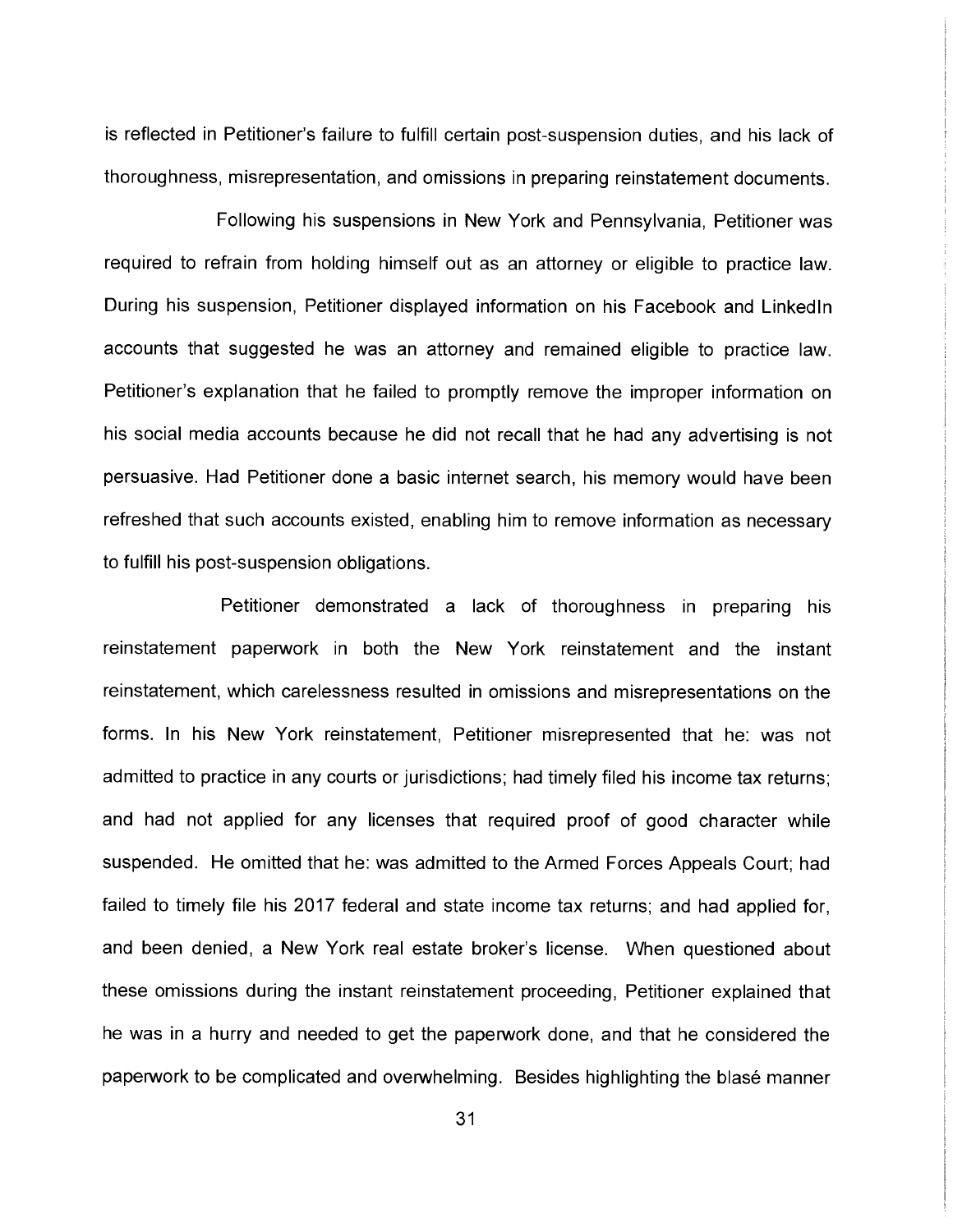is reflected in Petitioner's failure to fulfill certain post-suspension duties, and his lack of thoroughness, misrepresentation, and omissions in preparing reinstatement documents.

Following his suspensions in New York and Pennsylvania, Petitioner was required to refrain from holding himself out as an attorney or eligible to practice law. During his suspension, Petitioner displayed information on his Facebook and LinkedIn accounts that suggested he was an attorney and remained eligible to practice law. Petitioner's explanation that he failed to promptly remove the improper information on his social media accounts because he did not recall that he had any advertising is not persuasive. Had Petitioner done a basic internet search, his memory would have been refreshed that such accounts existed, enabling him to remove information as necessary to fulfill his post-suspension obligations.

Petitioner demonstrated a lack of thoroughness in preparing his reinstatement paperwork in both the New York reinstatement and the instant reinstatement, which carelessness resulted in omissions and misrepresentations on the forms. In his New York reinstatement, Petitioner misrepresented that he: was not admitted to practice in any courts or jurisdictions; had timely filed his income tax returns; and had not applied for any licenses that required proof of good character while suspended. He omitted that he: was admitted to the Armed Forces Appeals Court; had failed to timely file his 2017 federal and state income tax returns; and had applied for, and been denied, a New York real estate broker's license. When questioned about these omissions during the instant reinstatement proceeding, Petitioner explained that he was in a hurry and needed to get the paperwork done, and that he considered the paperwork to be complicated and overwhelming. Besides highlighting the blasé manner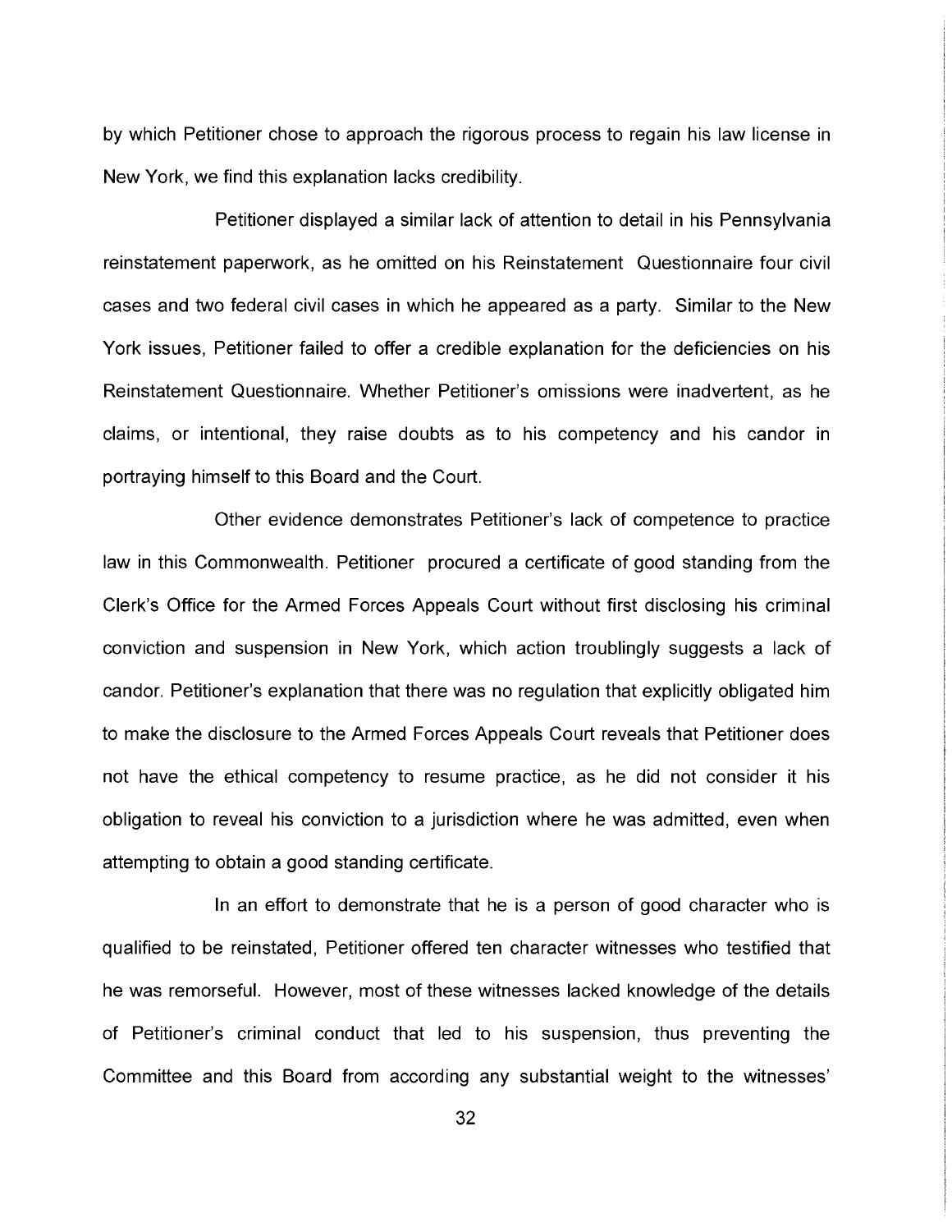by which Petitioner chose to approach the rigorous process to regain his law license in New York, we find this explanation lacks credibility.

Petitioner displayed a similar lack of attention to detail in his Pennsylvania reinstatement paperwork, as he omitted on his Reinstatement Questionnaire four civil cases and two federal civil cases in which he appeared as a party. Similar to the New York issues, Petitioner failed to offer a credible explanation for the deficiencies on his Reinstatement Questionnaire. Whether Petitioner's omissions were inadvertent, as he claims, or intentional, they raise doubts as to his competency and his candor in portraying himself to this Board and the Court.

Other evidence demonstrates Petitioner's lack of competence to practice law in this Commonwealth. Petitioner procured a certificate of good standing from the Clerk's Office for the Armed Forces Appeals Court without first disclosing his criminal conviction and suspension in New York, which action troublingly suggests a lack of candor. Petitioner's explanation that there was no regulation that explicitly obligated him to make the disclosure to the Armed Forces Appeals Court reveals that Petitioner does not have the ethical competency to resume practice, as he did not consider it his obligation to reveal his conviction to a jurisdiction where he was admitted, even when attempting to obtain a good standing certificate.

In an effort to demonstrate that he is a person of good character who is qualified to be reinstated, Petitioner offered ten character witnesses who testified that he was remorseful. However, most of these witnesses lacked knowledge of the details of Petitioner's criminal conduct that led to his suspension, thus preventing the Committee and this Board from according any substantial weight to the witnesses'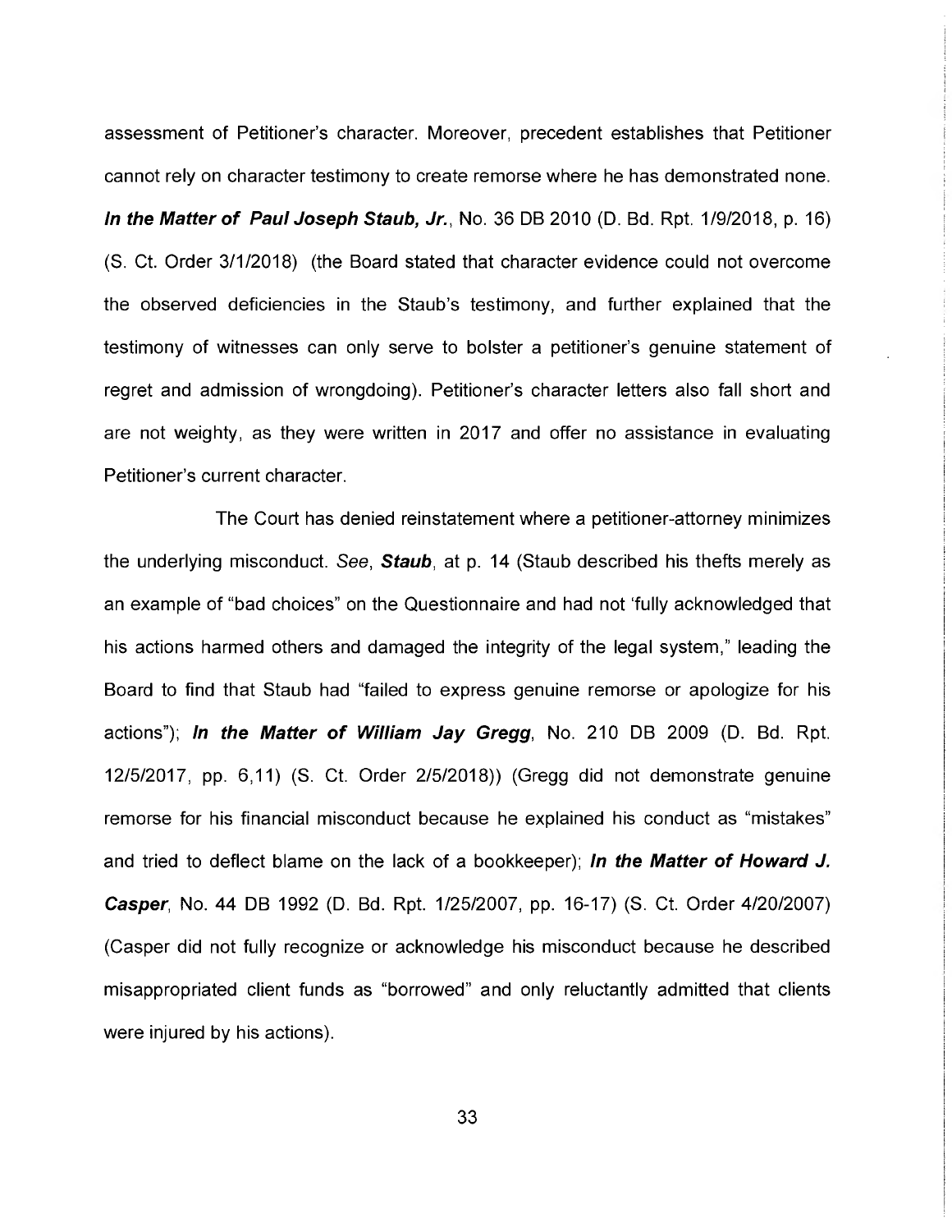assessment of Petitioner's character. Moreover, precedent establishes that Petitioner cannot rely on character testimony to create remorse where he has demonstrated none. ***In the Matter of Paul Joseph Staub, Jr.***, No. 36 DB 2010 (D. Bd. Rpt. 1/9/2018, p. 16) (S. Ct. Order 3/1/2018) (the Board stated that character evidence could not overcome the observed deficiencies in the Staub's testimony, and further explained that the testimony of witnesses can only serve to bolster a petitioner's genuine statement of regret and admission of wrongdoing). Petitioner's character letters also fall short and are not weighty, as they were written in 2017 and offer no assistance in evaluating Petitioner's current character.

The Court has denied reinstatement where a petitioner-attorney minimizes the underlying misconduct. *See*, ***Staub***, at p. 14 (Staub described his thefts merely as an example of "bad choices" on the Questionnaire and had not 'fully acknowledged that his actions harmed others and damaged the integrity of the legal system," leading the Board to find that Staub had "failed to express genuine remorse or apologize for his actions"); ***In the Matter of William Jay Gregg***, No. 210 DB 2009 (D. Bd. Rpt. 12/5/2017, pp. 6,11) (S. Ct. Order 2/5/2018)) (Gregg did not demonstrate genuine remorse for his financial misconduct because he explained his conduct as "mistakes" and tried to deflect blame on the lack of a bookkeeper); ***In the Matter of Howard J. Casper***, No. 44 DB 1992 (D. Bd. Rpt. 1/25/2007, pp. 16-17) (S. Ct. Order 4/20/2007) (Casper did not fully recognize or acknowledge his misconduct because he described misappropriated client funds as "borrowed" and only reluctantly admitted that clients were injured by his actions).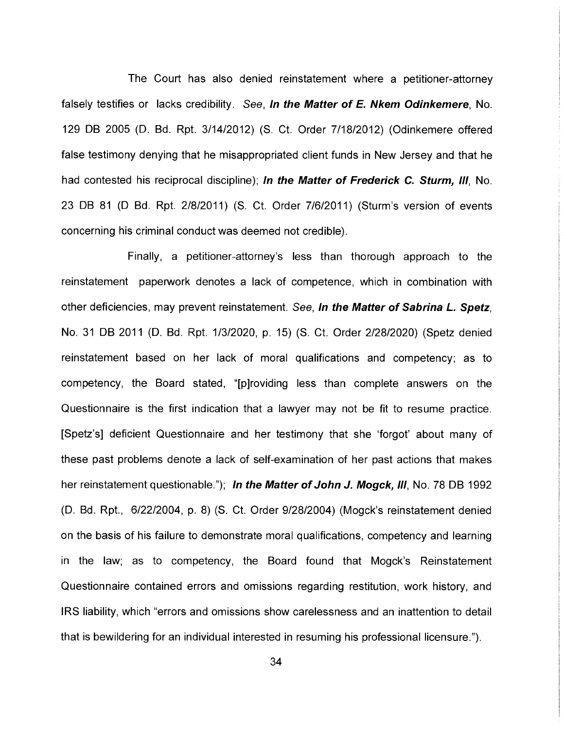The Court has also denied reinstatement where a petitioner-attorney falsely testifies or lacks credibility. *See*, ***In the Matter of E. Nkem Odinkemere***, No. 129 DB 2005 (D. Bd. Rpt. 3/14/2012) (S. Ct. Order 7/18/2012) (Odinkemere offered false testimony denying that he misappropriated client funds in New Jersey and that he had contested his reciprocal discipline); ***In the Matter of Frederick C. Sturm, III***, No. 23 DB 81 (D Bd. Rpt. 2/8/2011) (S. Ct. Order 7/6/2011) (Sturm's version of events concerning his criminal conduct was deemed not credible).

Finally, a petitioner-attorney's less than thorough approach to the reinstatement paperwork denotes a lack of competence, which in combination with other deficiencies, may prevent reinstatement. *See*, ***In the Matter of Sabrina L. Spetz***, No. 31 DB 2011 (D. Bd. Rpt. 1/3/2020, p. 15) (S. Ct. Order 2/28/2020) (Spetz denied reinstatement based on her lack of moral qualifications and competency; as to competency, the Board stated, "[p]roviding less than complete answers on the Questionnaire is the first indication that a lawyer may not be fit to resume practice. [Spetz's] deficient Questionnaire and her testimony that she 'forgot' about many of these past problems denote a lack of self-examination of her past actions that makes her reinstatement questionable."); ***In the Matter of John J. Mogck, III***, No. 78 DB 1992 (D. Bd. Rpt., 6/22/2004, p. 8) (S. Ct. Order 9/28/2004) (Mogck's reinstatement denied on the basis of his failure to demonstrate moral qualifications, competency and learning in the law; as to competency, the Board found that Mogck's Reinstatement Questionnaire contained errors and omissions regarding restitution, work history, and IRS liability, which "errors and omissions show carelessness and an inattention to detail that is bewildering for an individual interested in resuming his professional licensure.").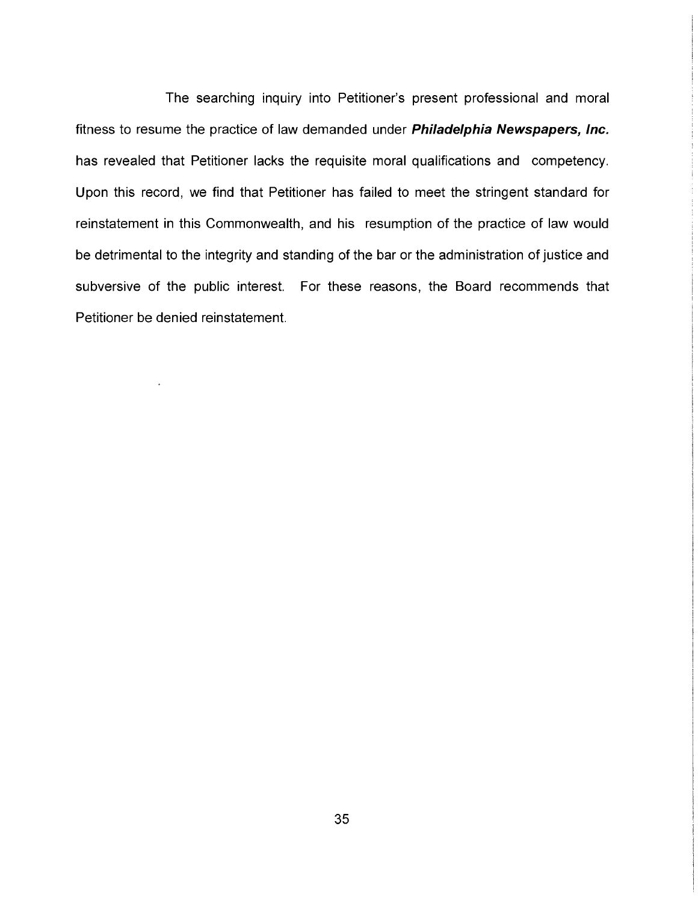The searching inquiry into Petitioner's present professional and moral fitness to resume the practice of law demanded under ***Philadelphia Newspapers, Inc.*** has revealed that Petitioner lacks the requisite moral qualifications and competency. Upon this record, we find that Petitioner has failed to meet the stringent standard for reinstatement in this Commonwealth, and his resumption of the practice of law would be detrimental to the integrity and standing of the bar or the administration of justice and subversive of the public interest. For these reasons, the Board recommends that Petitioner be denied reinstatement.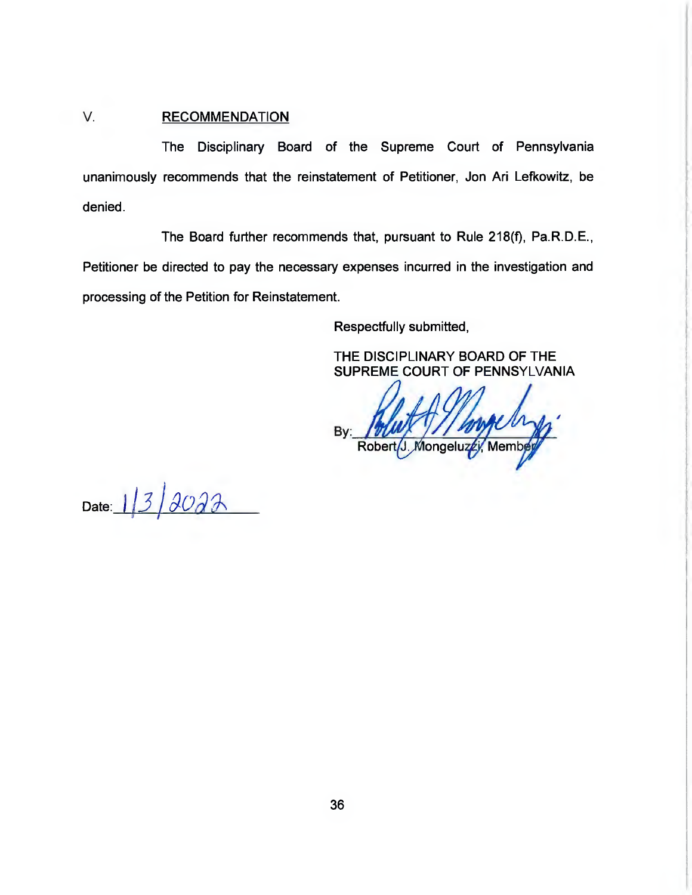## V. RECOMMENDATION

The Disciplinary Board of the Supreme Court of Pennsylvania unanimously recommends that the reinstatement of Petitioner, Jon Ari Lefkowitz, be denied.

The Board further recommends that, pursuant to Rule 218(f), Pa.R.D.E., Petitioner be directed to pay the necessary expenses incurred in the investigation and processing of the Petition for Reinstatement.

Respectfully submitted,

THE DISCIPLINARY BOARD OF THE SUPREME COURT OF PENNSYLVANIA

By: Robert J. Mongeluzzi, Member

Date: 1/3/2022